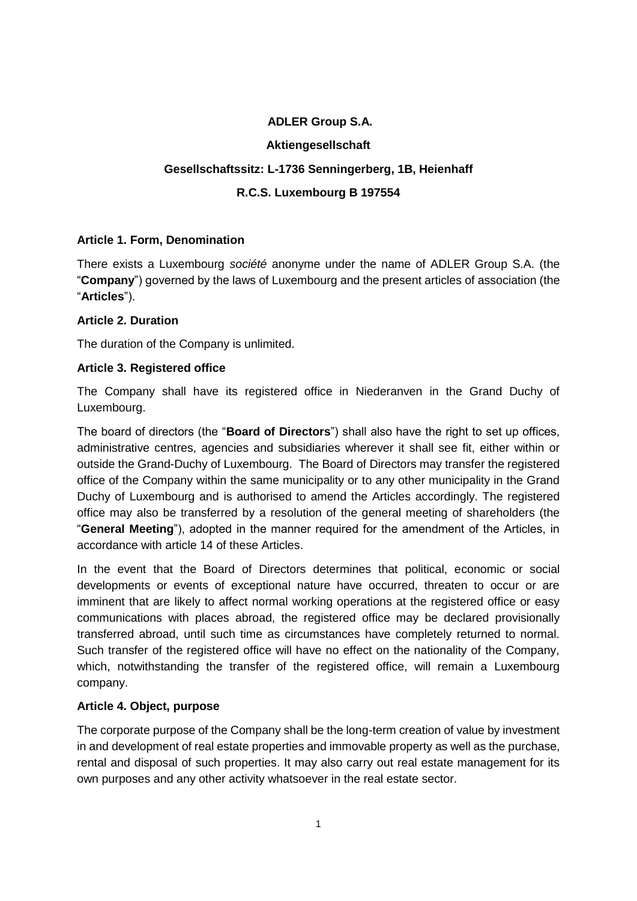**ADLER Group S.A.**

**Aktiengesellschaft**

**Gesellschaftssitz: L-1736 Senningerberg, 1B, Heienhaff**

**R.C.S. Luxembourg B 197554**

**Article 1. Form, Denomination**

There exists a Luxembourg *société* anonyme under the name of ADLER Group S.A. (the "**Company**") governed by the laws of Luxembourg and the present articles of association (the "**Articles**").

**Article 2. Duration**

The duration of the Company is unlimited.

**Article 3. Registered office**

The Company shall have its registered office in Niederanven in the Grand Duchy of Luxembourg.

The board of directors (the "**Board of Directors**") shall also have the right to set up offices, administrative centres, agencies and subsidiaries wherever it shall see fit, either within or outside the Grand-Duchy of Luxembourg. The Board of Directors may transfer the registered office of the Company within the same municipality or to any other municipality in the Grand Duchy of Luxembourg and is authorised to amend the Articles accordingly. The registered office may also be transferred by a resolution of the general meeting of shareholders (the "**General Meeting**"), adopted in the manner required for the amendment of the Articles, in accordance with article 14 of these Articles.

In the event that the Board of Directors determines that political, economic or social developments or events of exceptional nature have occurred, threaten to occur or are imminent that are likely to affect normal working operations at the registered office or easy communications with places abroad, the registered office may be declared provisionally transferred abroad, until such time as circumstances have completely returned to normal. Such transfer of the registered office will have no effect on the nationality of the Company, which, notwithstanding the transfer of the registered office, will remain a Luxembourg company.

**Article 4. Object, purpose**

The corporate purpose of the Company shall be the long-term creation of value by investment in and development of real estate properties and immovable property as well as the purchase, rental and disposal of such properties. It may also carry out real estate management for its own purposes and any other activity whatsoever in the real estate sector.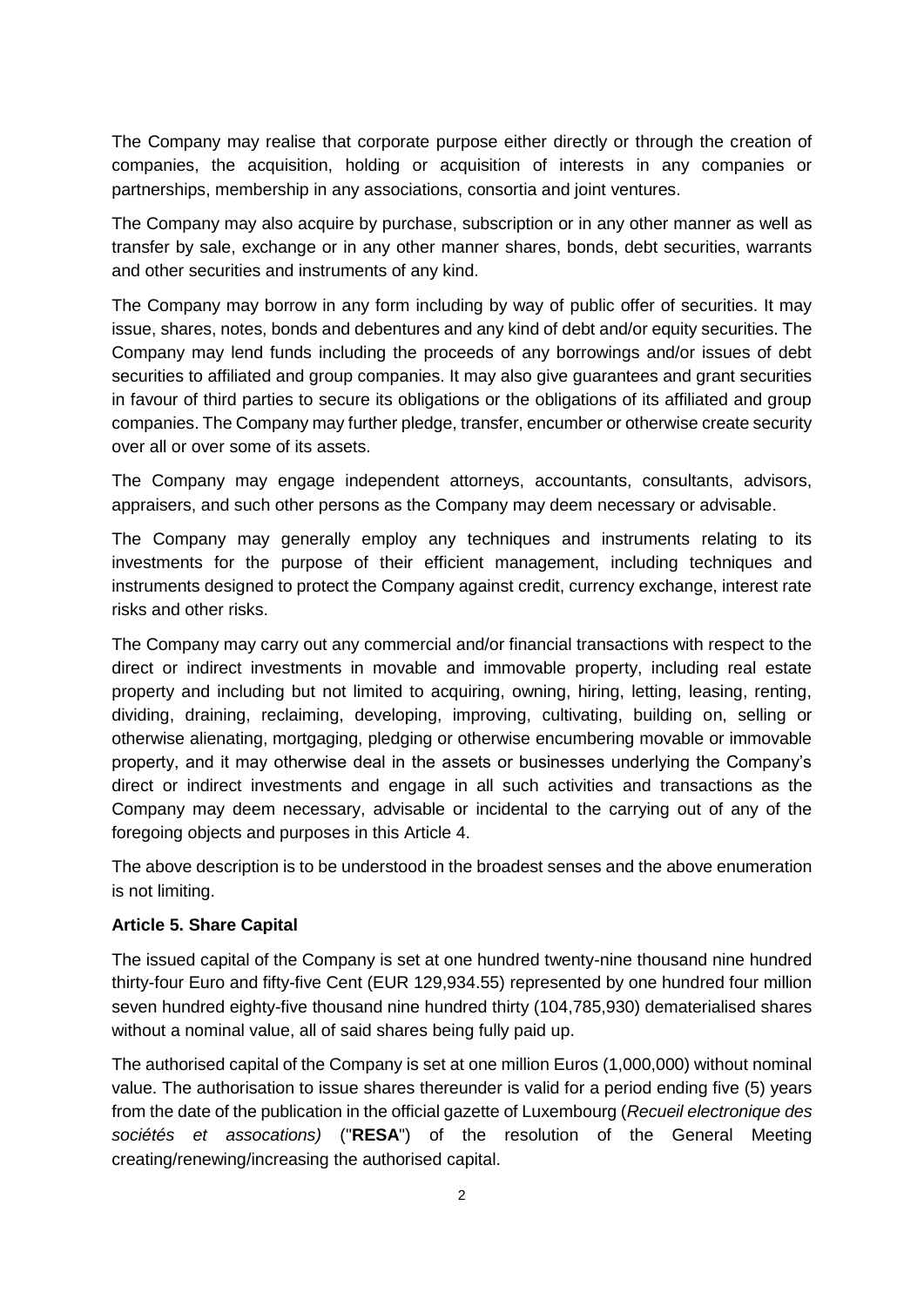The Company may realise that corporate purpose either directly or through the creation of companies, the acquisition, holding or acquisition of interests in any companies or partnerships, membership in any associations, consortia and joint ventures.

The Company may also acquire by purchase, subscription or in any other manner as well as transfer by sale, exchange or in any other manner shares, bonds, debt securities, warrants and other securities and instruments of any kind.

The Company may borrow in any form including by way of public offer of securities. It may issue, shares, notes, bonds and debentures and any kind of debt and/or equity securities. The Company may lend funds including the proceeds of any borrowings and/or issues of debt securities to affiliated and group companies. It may also give guarantees and grant securities in favour of third parties to secure its obligations or the obligations of its affiliated and group companies. The Company may further pledge, transfer, encumber or otherwise create security over all or over some of its assets.

The Company may engage independent attorneys, accountants, consultants, advisors, appraisers, and such other persons as the Company may deem necessary or advisable.

The Company may generally employ any techniques and instruments relating to its investments for the purpose of their efficient management, including techniques and instruments designed to protect the Company against credit, currency exchange, interest rate risks and other risks.

The Company may carry out any commercial and/or financial transactions with respect to the direct or indirect investments in movable and immovable property, including real estate property and including but not limited to acquiring, owning, hiring, letting, leasing, renting, dividing, draining, reclaiming, developing, improving, cultivating, building on, selling or otherwise alienating, mortgaging, pledging or otherwise encumbering movable or immovable property, and it may otherwise deal in the assets or businesses underlying the Company's direct or indirect investments and engage in all such activities and transactions as the Company may deem necessary, advisable or incidental to the carrying out of any of the foregoing objects and purposes in this Article 4.

The above description is to be understood in the broadest senses and the above enumeration is not limiting.

**Article 5. Share Capital**

The issued capital of the Company is set at one hundred twenty-nine thousand nine hundred thirty-four Euro and fifty-five Cent (EUR 129,934.55) represented by one hundred four million seven hundred eighty-five thousand nine hundred thirty (104,785,930) dematerialised shares without a nominal value, all of said shares being fully paid up.

The authorised capital of the Company is set at one million Euros (1,000,000) without nominal value. The authorisation to issue shares thereunder is valid for a period ending five (5) years from the date of the publication in the official gazette of Luxembourg (*Recueil electronique des sociétés et assocations)* ("**RESA**") of the resolution of the General Meeting creating/renewing/increasing the authorised capital.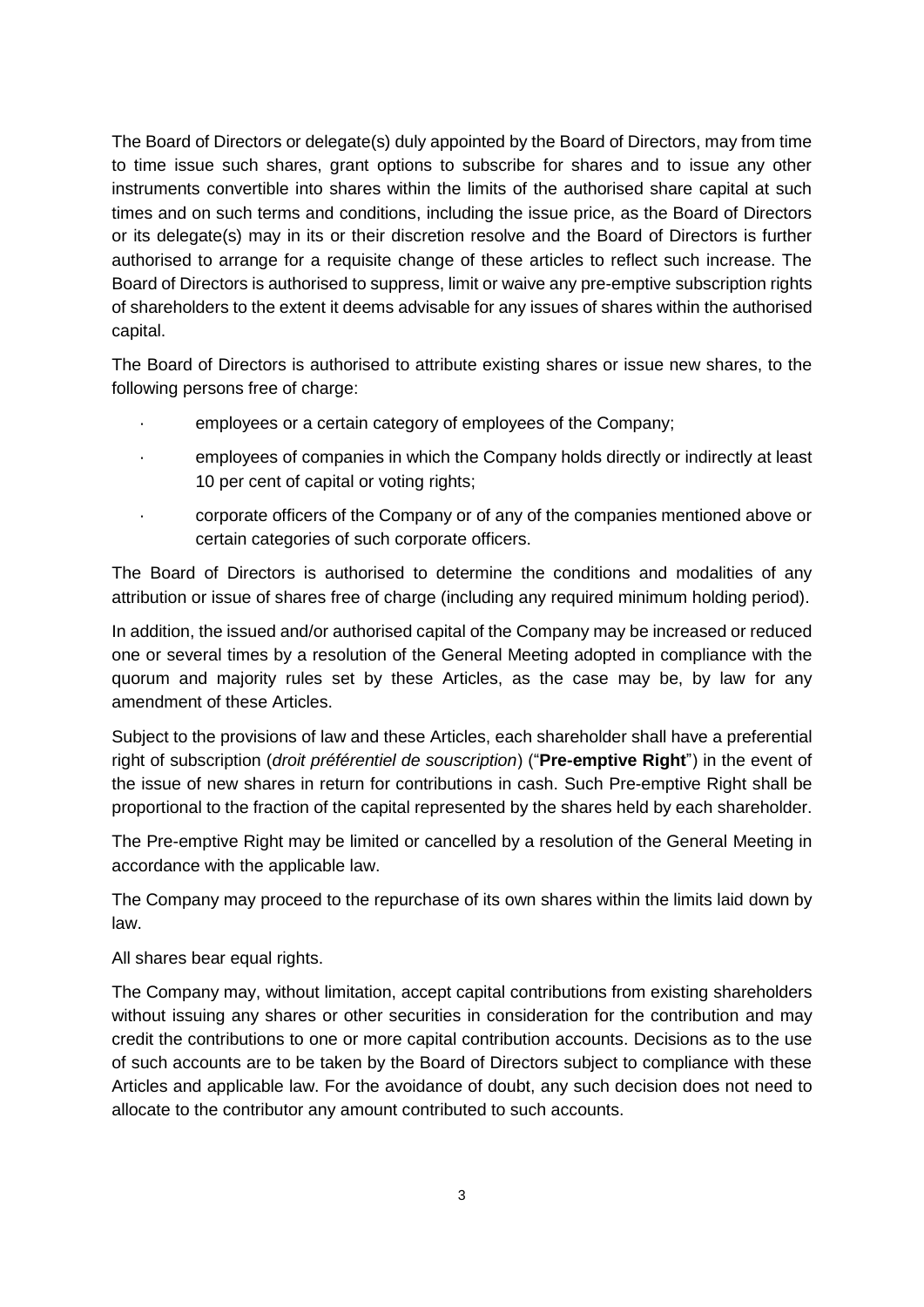The Board of Directors or delegate(s) duly appointed by the Board of Directors, may from time to time issue such shares, grant options to subscribe for shares and to issue any other instruments convertible into shares within the limits of the authorised share capital at such times and on such terms and conditions, including the issue price, as the Board of Directors or its delegate(s) may in its or their discretion resolve and the Board of Directors is further authorised to arrange for a requisite change of these articles to reflect such increase. The Board of Directors is authorised to suppress, limit or waive any pre-emptive subscription rights of shareholders to the extent it deems advisable for any issues of shares within the authorised capital.

The Board of Directors is authorised to attribute existing shares or issue new shares, to the following persons free of charge:

- employees or a certain category of employees of the Company;
- employees of companies in which the Company holds directly or indirectly at least 10 per cent of capital or voting rights;
- corporate officers of the Company or of any of the companies mentioned above or certain categories of such corporate officers.

The Board of Directors is authorised to determine the conditions and modalities of any attribution or issue of shares free of charge (including any required minimum holding period).

In addition, the issued and/or authorised capital of the Company may be increased or reduced one or several times by a resolution of the General Meeting adopted in compliance with the quorum and majority rules set by these Articles, as the case may be, by law for any amendment of these Articles.

Subject to the provisions of law and these Articles, each shareholder shall have a preferential right of subscription (*droit préférentiel de souscription*) ("**Pre-emptive Right**") in the event of the issue of new shares in return for contributions in cash. Such Pre-emptive Right shall be proportional to the fraction of the capital represented by the shares held by each shareholder.

The Pre-emptive Right may be limited or cancelled by a resolution of the General Meeting in accordance with the applicable law.

The Company may proceed to the repurchase of its own shares within the limits laid down by law.

All shares bear equal rights.

The Company may, without limitation, accept capital contributions from existing shareholders without issuing any shares or other securities in consideration for the contribution and may credit the contributions to one or more capital contribution accounts. Decisions as to the use of such accounts are to be taken by the Board of Directors subject to compliance with these Articles and applicable law. For the avoidance of doubt, any such decision does not need to allocate to the contributor any amount contributed to such accounts.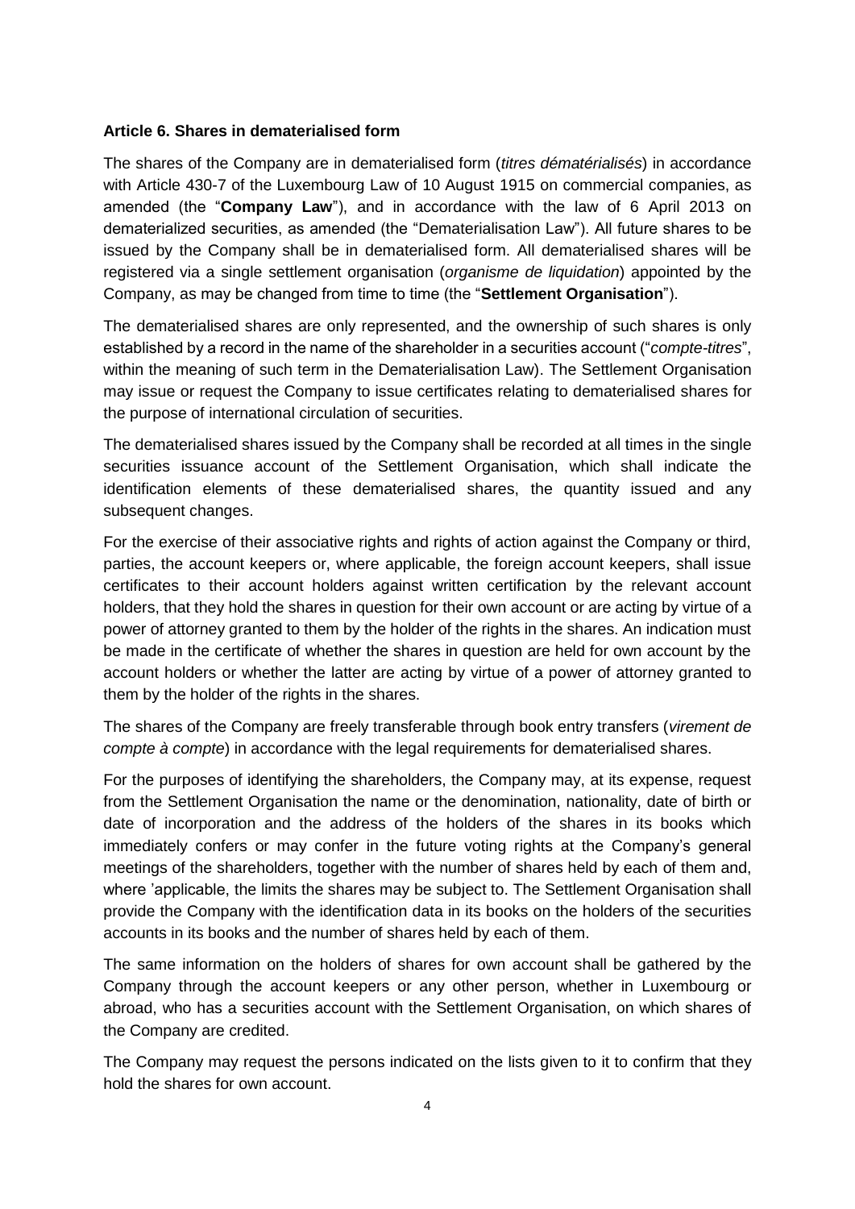**Article 6. Shares in dematerialised form**

The shares of the Company are in dematerialised form (*titres dématérialisés*) in accordance with Article 430-7 of the Luxembourg Law of 10 August 1915 on commercial companies, as amended (the "**Company Law**"), and in accordance with the law of 6 April 2013 on dematerialized securities, as amended (the "Dematerialisation Law"). All future shares to be issued by the Company shall be in dematerialised form. All dematerialised shares will be registered via a single settlement organisation (*organisme de liquidation*) appointed by the Company, as may be changed from time to time (the "**Settlement Organisation**").

The dematerialised shares are only represented, and the ownership of such shares is only established by a record in the name of the shareholder in a securities account ("*compte-titres*", within the meaning of such term in the Dematerialisation Law). The Settlement Organisation may issue or request the Company to issue certificates relating to dematerialised shares for the purpose of international circulation of securities.

The dematerialised shares issued by the Company shall be recorded at all times in the single securities issuance account of the Settlement Organisation, which shall indicate the identification elements of these dematerialised shares, the quantity issued and any subsequent changes.

For the exercise of their associative rights and rights of action against the Company or third, parties, the account keepers or, where applicable, the foreign account keepers, shall issue certificates to their account holders against written certification by the relevant account holders, that they hold the shares in question for their own account or are acting by virtue of a power of attorney granted to them by the holder of the rights in the shares. An indication must be made in the certificate of whether the shares in question are held for own account by the account holders or whether the latter are acting by virtue of a power of attorney granted to them by the holder of the rights in the shares.

The shares of the Company are freely transferable through book entry transfers (*virement de compte à compte*) in accordance with the legal requirements for dematerialised shares.

For the purposes of identifying the shareholders, the Company may, at its expense, request from the Settlement Organisation the name or the denomination, nationality, date of birth or date of incorporation and the address of the holders of the shares in its books which immediately confers or may confer in the future voting rights at the Company's general meetings of the shareholders, together with the number of shares held by each of them and, where 'applicable, the limits the shares may be subject to. The Settlement Organisation shall provide the Company with the identification data in its books on the holders of the securities accounts in its books and the number of shares held by each of them.

The same information on the holders of shares for own account shall be gathered by the Company through the account keepers or any other person, whether in Luxembourg or abroad, who has a securities account with the Settlement Organisation, on which shares of the Company are credited.

The Company may request the persons indicated on the lists given to it to confirm that they hold the shares for own account.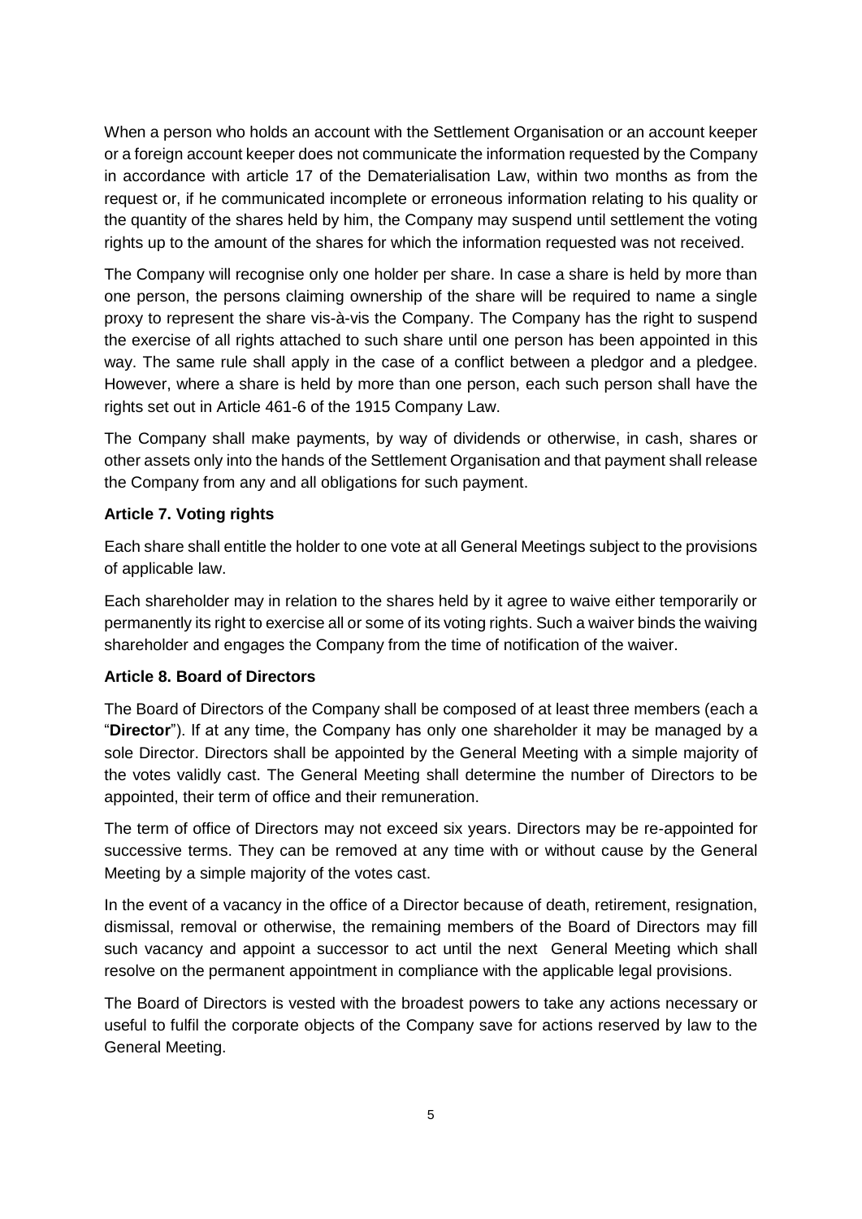When a person who holds an account with the Settlement Organisation or an account keeper or a foreign account keeper does not communicate the information requested by the Company in accordance with article 17 of the Dematerialisation Law, within two months as from the request or, if he communicated incomplete or erroneous information relating to his quality or the quantity of the shares held by him, the Company may suspend until settlement the voting rights up to the amount of the shares for which the information requested was not received.

The Company will recognise only one holder per share. In case a share is held by more than one person, the persons claiming ownership of the share will be required to name a single proxy to represent the share vis-à-vis the Company. The Company has the right to suspend the exercise of all rights attached to such share until one person has been appointed in this way. The same rule shall apply in the case of a conflict between a pledgor and a pledgee. However, where a share is held by more than one person, each such person shall have the rights set out in Article 461-6 of the 1915 Company Law.

The Company shall make payments, by way of dividends or otherwise, in cash, shares or other assets only into the hands of the Settlement Organisation and that payment shall release the Company from any and all obligations for such payment.

**Article 7. Voting rights**

Each share shall entitle the holder to one vote at all General Meetings subject to the provisions of applicable law.

Each shareholder may in relation to the shares held by it agree to waive either temporarily or permanently its right to exercise all or some of its voting rights. Such a waiver binds the waiving shareholder and engages the Company from the time of notification of the waiver.

**Article 8. Board of Directors**

The Board of Directors of the Company shall be composed of at least three members (each a "**Director**"). If at any time, the Company has only one shareholder it may be managed by a sole Director. Directors shall be appointed by the General Meeting with a simple majority of the votes validly cast. The General Meeting shall determine the number of Directors to be appointed, their term of office and their remuneration.

The term of office of Directors may not exceed six years. Directors may be re-appointed for successive terms. They can be removed at any time with or without cause by the General Meeting by a simple majority of the votes cast.

In the event of a vacancy in the office of a Director because of death, retirement, resignation, dismissal, removal or otherwise, the remaining members of the Board of Directors may fill such vacancy and appoint a successor to act until the next General Meeting which shall resolve on the permanent appointment in compliance with the applicable legal provisions.

The Board of Directors is vested with the broadest powers to take any actions necessary or useful to fulfil the corporate objects of the Company save for actions reserved by law to the General Meeting.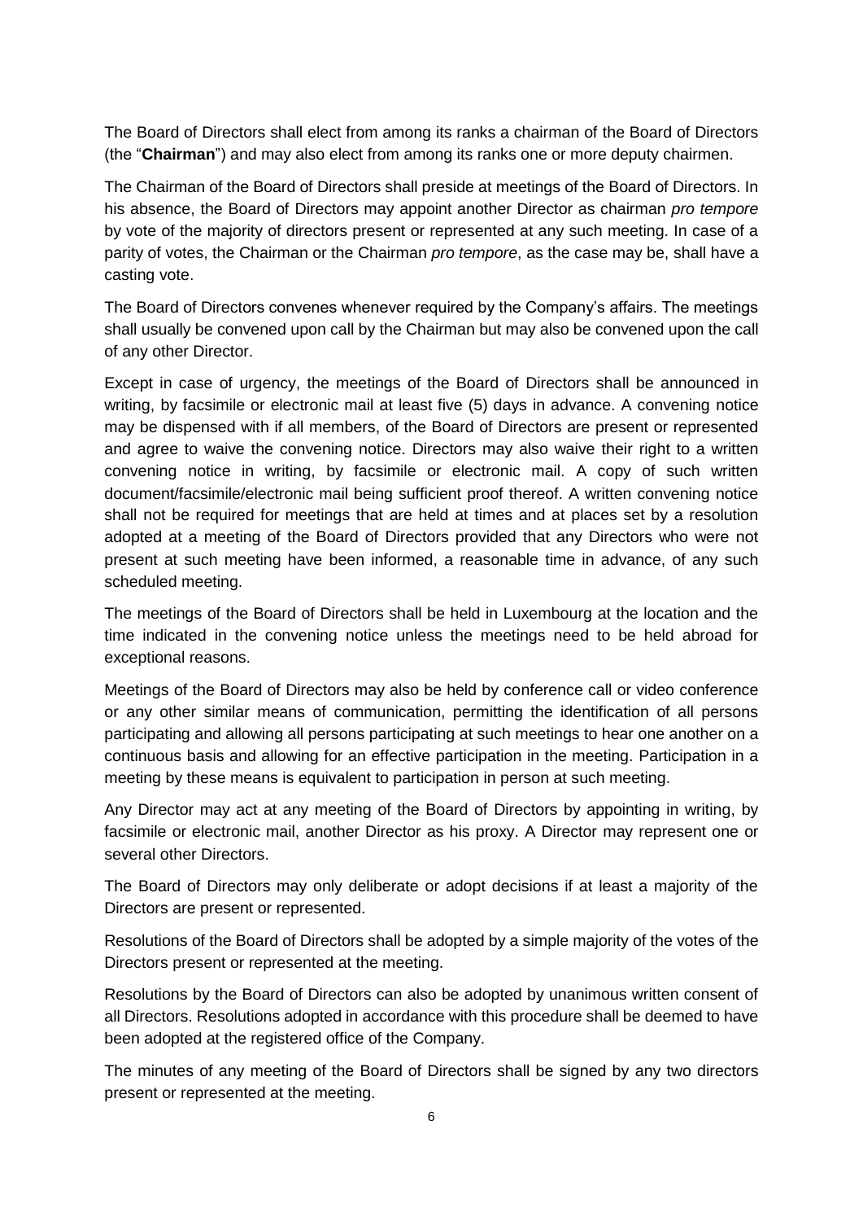The Board of Directors shall elect from among its ranks a chairman of the Board of Directors (the "**Chairman**") and may also elect from among its ranks one or more deputy chairmen.

The Chairman of the Board of Directors shall preside at meetings of the Board of Directors. In his absence, the Board of Directors may appoint another Director as chairman *pro tempore* by vote of the majority of directors present or represented at any such meeting. In case of a parity of votes, the Chairman or the Chairman *pro tempore*, as the case may be, shall have a casting vote.

The Board of Directors convenes whenever required by the Company's affairs. The meetings shall usually be convened upon call by the Chairman but may also be convened upon the call of any other Director.

Except in case of urgency, the meetings of the Board of Directors shall be announced in writing, by facsimile or electronic mail at least five (5) days in advance. A convening notice may be dispensed with if all members, of the Board of Directors are present or represented and agree to waive the convening notice. Directors may also waive their right to a written convening notice in writing, by facsimile or electronic mail. A copy of such written document/facsimile/electronic mail being sufficient proof thereof. A written convening notice shall not be required for meetings that are held at times and at places set by a resolution adopted at a meeting of the Board of Directors provided that any Directors who were not present at such meeting have been informed, a reasonable time in advance, of any such scheduled meeting.

The meetings of the Board of Directors shall be held in Luxembourg at the location and the time indicated in the convening notice unless the meetings need to be held abroad for exceptional reasons.

Meetings of the Board of Directors may also be held by conference call or video conference or any other similar means of communication, permitting the identification of all persons participating and allowing all persons participating at such meetings to hear one another on a continuous basis and allowing for an effective participation in the meeting. Participation in a meeting by these means is equivalent to participation in person at such meeting.

Any Director may act at any meeting of the Board of Directors by appointing in writing, by facsimile or electronic mail, another Director as his proxy. A Director may represent one or several other Directors.

The Board of Directors may only deliberate or adopt decisions if at least a majority of the Directors are present or represented.

Resolutions of the Board of Directors shall be adopted by a simple majority of the votes of the Directors present or represented at the meeting.

Resolutions by the Board of Directors can also be adopted by unanimous written consent of all Directors. Resolutions adopted in accordance with this procedure shall be deemed to have been adopted at the registered office of the Company.

The minutes of any meeting of the Board of Directors shall be signed by any two directors present or represented at the meeting.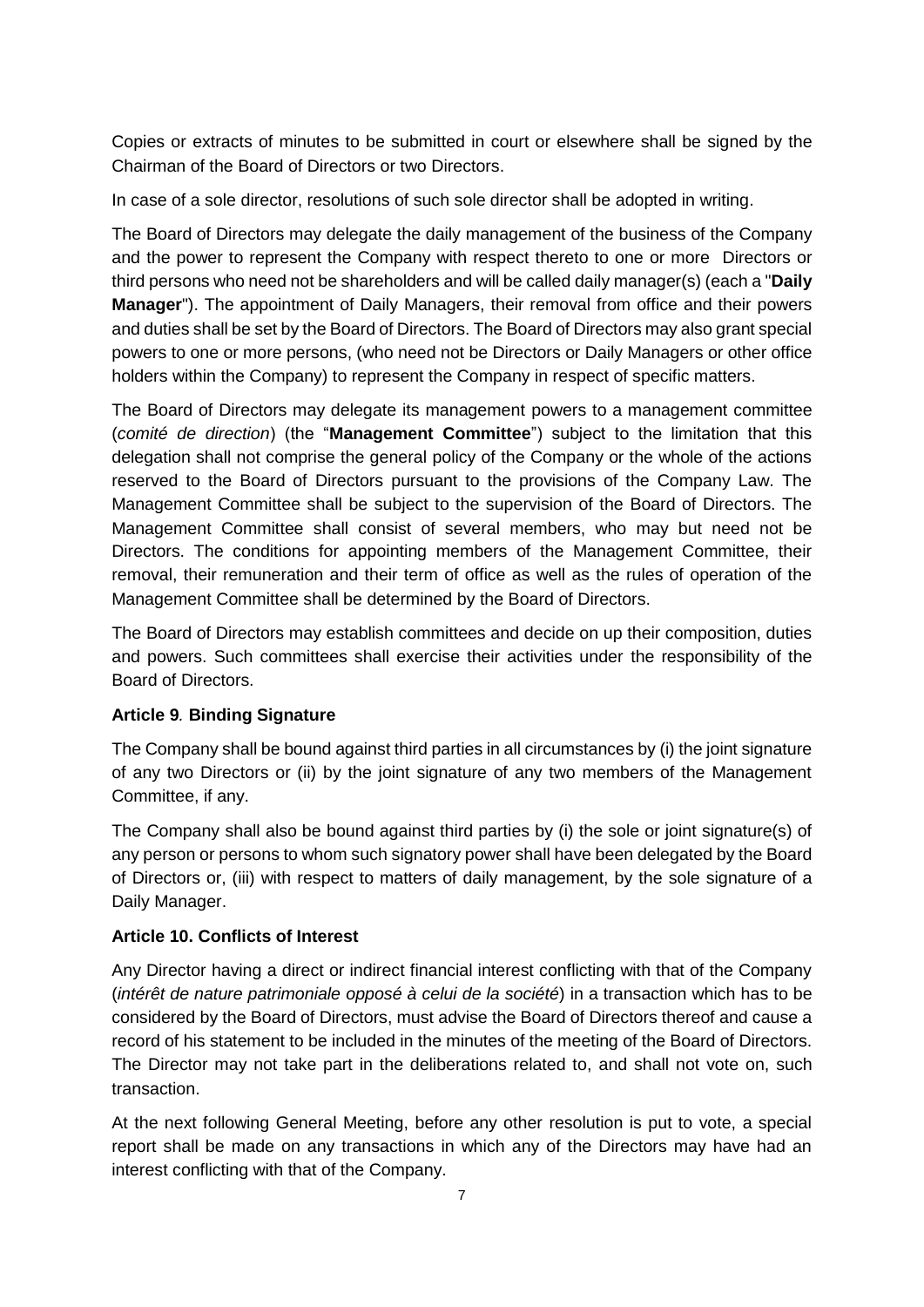Copies or extracts of minutes to be submitted in court or elsewhere shall be signed by the Chairman of the Board of Directors or two Directors.

In case of a sole director, resolutions of such sole director shall be adopted in writing.

The Board of Directors may delegate the daily management of the business of the Company and the power to represent the Company with respect thereto to one or more Directors or third persons who need not be shareholders and will be called daily manager(s) (each a "**Daily Manager**"). The appointment of Daily Managers, their removal from office and their powers and duties shall be set by the Board of Directors. The Board of Directors may also grant special powers to one or more persons, (who need not be Directors or Daily Managers or other office holders within the Company) to represent the Company in respect of specific matters.

The Board of Directors may delegate its management powers to a management committee (*comité de direction*) (the "**Management Committee**") subject to the limitation that this delegation shall not comprise the general policy of the Company or the whole of the actions reserved to the Board of Directors pursuant to the provisions of the Company Law. The Management Committee shall be subject to the supervision of the Board of Directors. The Management Committee shall consist of several members, who may but need not be Directors. The conditions for appointing members of the Management Committee, their removal, their remuneration and their term of office as well as the rules of operation of the Management Committee shall be determined by the Board of Directors.

The Board of Directors may establish committees and decide on up their composition, duties and powers. Such committees shall exercise their activities under the responsibility of the Board of Directors.

**Article 9. Binding Signature**

The Company shall be bound against third parties in all circumstances by (i) the joint signature of any two Directors or (ii) by the joint signature of any two members of the Management Committee, if any.

The Company shall also be bound against third parties by (i) the sole or joint signature(s) of any person or persons to whom such signatory power shall have been delegated by the Board of Directors or, (iii) with respect to matters of daily management, by the sole signature of a Daily Manager.

**Article 10. Conflicts of Interest**

Any Director having a direct or indirect financial interest conflicting with that of the Company (*intérêt de nature patrimoniale opposé à celui de la société*) in a transaction which has to be considered by the Board of Directors, must advise the Board of Directors thereof and cause a record of his statement to be included in the minutes of the meeting of the Board of Directors. The Director may not take part in the deliberations related to, and shall not vote on, such transaction.

At the next following General Meeting, before any other resolution is put to vote, a special report shall be made on any transactions in which any of the Directors may have had an interest conflicting with that of the Company.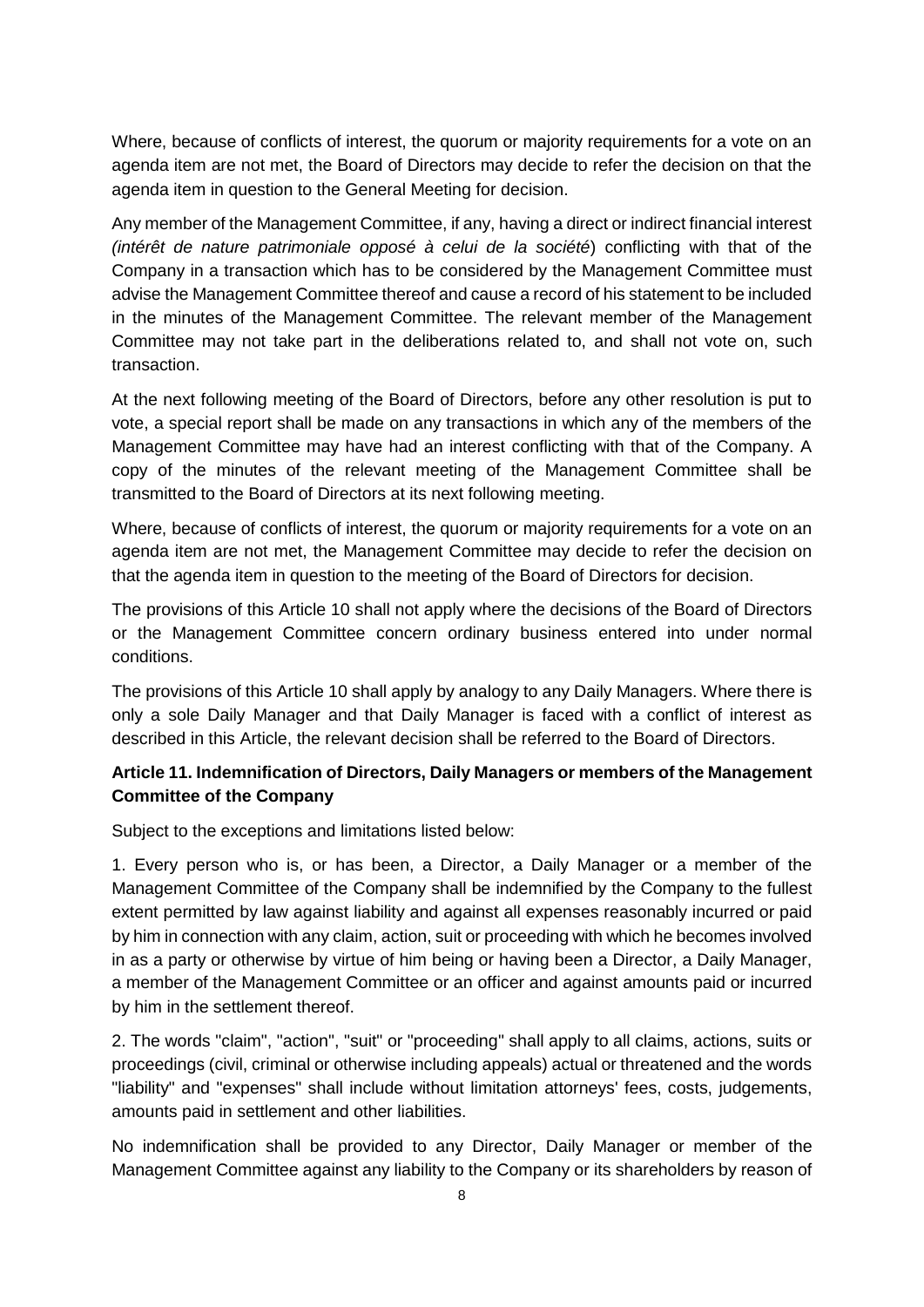Where, because of conflicts of interest, the quorum or majority requirements for a vote on an agenda item are not met, the Board of Directors may decide to refer the decision on that the agenda item in question to the General Meeting for decision.

Any member of the Management Committee, if any, having a direct or indirect financial interest *(intérêt de nature patrimoniale opposé à celui de la société*) conflicting with that of the Company in a transaction which has to be considered by the Management Committee must advise the Management Committee thereof and cause a record of his statement to be included in the minutes of the Management Committee. The relevant member of the Management Committee may not take part in the deliberations related to, and shall not vote on, such transaction.

At the next following meeting of the Board of Directors, before any other resolution is put to vote, a special report shall be made on any transactions in which any of the members of the Management Committee may have had an interest conflicting with that of the Company. A copy of the minutes of the relevant meeting of the Management Committee shall be transmitted to the Board of Directors at its next following meeting.

Where, because of conflicts of interest, the quorum or majority requirements for a vote on an agenda item are not met, the Management Committee may decide to refer the decision on that the agenda item in question to the meeting of the Board of Directors for decision.

The provisions of this Article 10 shall not apply where the decisions of the Board of Directors or the Management Committee concern ordinary business entered into under normal conditions.

The provisions of this Article 10 shall apply by analogy to any Daily Managers. Where there is only a sole Daily Manager and that Daily Manager is faced with a conflict of interest as described in this Article, the relevant decision shall be referred to the Board of Directors.

**Article 11. Indemnification of Directors, Daily Managers or members of the Management Committee of the Company**

Subject to the exceptions and limitations listed below:

1. Every person who is, or has been, a Director, a Daily Manager or a member of the Management Committee of the Company shall be indemnified by the Company to the fullest extent permitted by law against liability and against all expenses reasonably incurred or paid by him in connection with any claim, action, suit or proceeding with which he becomes involved in as a party or otherwise by virtue of him being or having been a Director, a Daily Manager, a member of the Management Committee or an officer and against amounts paid or incurred by him in the settlement thereof.

2. The words "claim", "action", "suit" or "proceeding" shall apply to all claims, actions, suits or proceedings (civil, criminal or otherwise including appeals) actual or threatened and the words "liability" and "expenses" shall include without limitation attorneys' fees, costs, judgements, amounts paid in settlement and other liabilities.

No indemnification shall be provided to any Director, Daily Manager or member of the Management Committee against any liability to the Company or its shareholders by reason of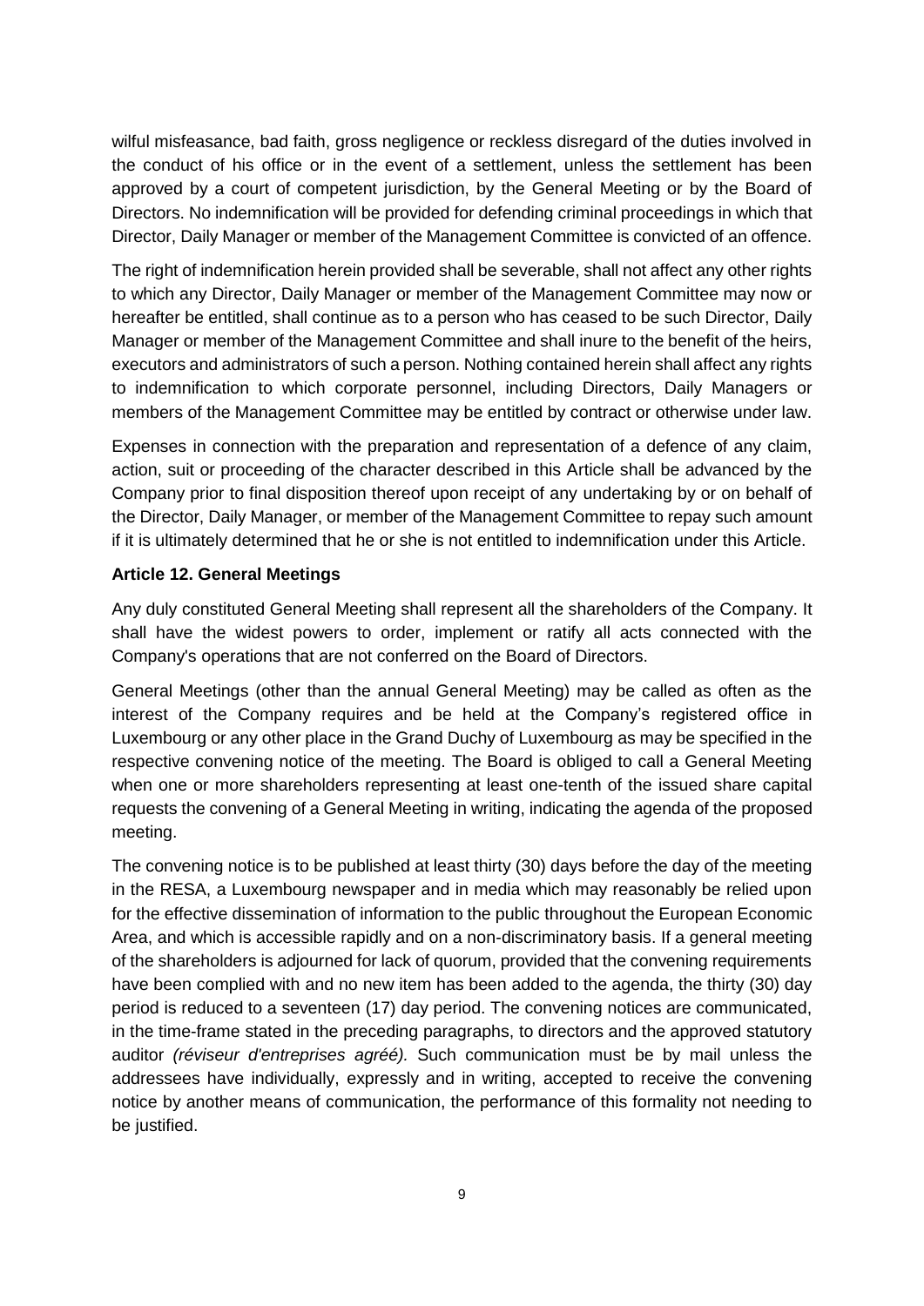wilful misfeasance, bad faith, gross negligence or reckless disregard of the duties involved in the conduct of his office or in the event of a settlement, unless the settlement has been approved by a court of competent jurisdiction, by the General Meeting or by the Board of Directors. No indemnification will be provided for defending criminal proceedings in which that Director, Daily Manager or member of the Management Committee is convicted of an offence.

The right of indemnification herein provided shall be severable, shall not affect any other rights to which any Director, Daily Manager or member of the Management Committee may now or hereafter be entitled, shall continue as to a person who has ceased to be such Director, Daily Manager or member of the Management Committee and shall inure to the benefit of the heirs, executors and administrators of such a person. Nothing contained herein shall affect any rights to indemnification to which corporate personnel, including Directors, Daily Managers or members of the Management Committee may be entitled by contract or otherwise under law.

Expenses in connection with the preparation and representation of a defence of any claim, action, suit or proceeding of the character described in this Article shall be advanced by the Company prior to final disposition thereof upon receipt of any undertaking by or on behalf of the Director, Daily Manager, or member of the Management Committee to repay such amount if it is ultimately determined that he or she is not entitled to indemnification under this Article.

**Article 12. General Meetings**

Any duly constituted General Meeting shall represent all the shareholders of the Company. It shall have the widest powers to order, implement or ratify all acts connected with the Company's operations that are not conferred on the Board of Directors.

General Meetings (other than the annual General Meeting) may be called as often as the interest of the Company requires and be held at the Company's registered office in Luxembourg or any other place in the Grand Duchy of Luxembourg as may be specified in the respective convening notice of the meeting. The Board is obliged to call a General Meeting when one or more shareholders representing at least one-tenth of the issued share capital requests the convening of a General Meeting in writing, indicating the agenda of the proposed meeting.

The convening notice is to be published at least thirty (30) days before the day of the meeting in the RESA, a Luxembourg newspaper and in media which may reasonably be relied upon for the effective dissemination of information to the public throughout the European Economic Area, and which is accessible rapidly and on a non-discriminatory basis. If a general meeting of the shareholders is adjourned for lack of quorum, provided that the convening requirements have been complied with and no new item has been added to the agenda, the thirty (30) day period is reduced to a seventeen (17) day period. The convening notices are communicated, in the time-frame stated in the preceding paragraphs, to directors and the approved statutory auditor *(réviseur d'entreprises agréé).* Such communication must be by mail unless the addressees have individually, expressly and in writing, accepted to receive the convening notice by another means of communication, the performance of this formality not needing to be justified.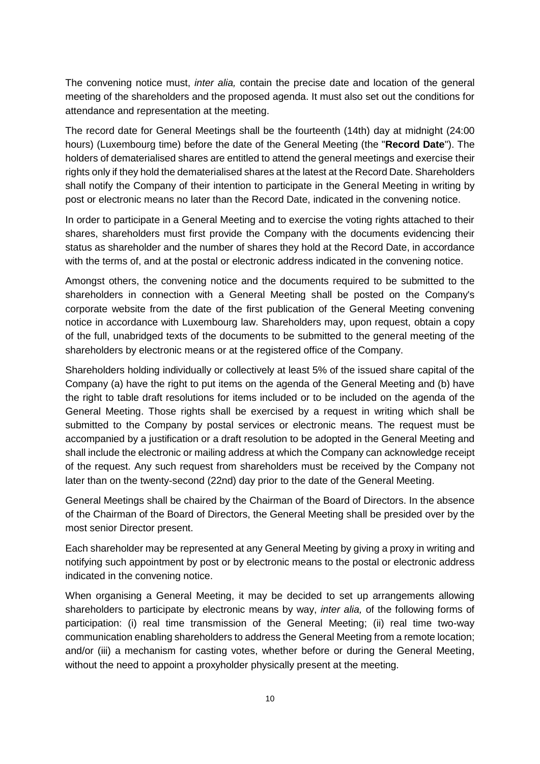The convening notice must, *inter alia,* contain the precise date and location of the general meeting of the shareholders and the proposed agenda. It must also set out the conditions for attendance and representation at the meeting.

The record date for General Meetings shall be the fourteenth (14th) day at midnight (24:00 hours) (Luxembourg time) before the date of the General Meeting (the "**Record Date**"). The holders of dematerialised shares are entitled to attend the general meetings and exercise their rights only if they hold the dematerialised shares at the latest at the Record Date. Shareholders shall notify the Company of their intention to participate in the General Meeting in writing by post or electronic means no later than the Record Date, indicated in the convening notice.

In order to participate in a General Meeting and to exercise the voting rights attached to their shares, shareholders must first provide the Company with the documents evidencing their status as shareholder and the number of shares they hold at the Record Date, in accordance with the terms of, and at the postal or electronic address indicated in the convening notice.

Amongst others, the convening notice and the documents required to be submitted to the shareholders in connection with a General Meeting shall be posted on the Company's corporate website from the date of the first publication of the General Meeting convening notice in accordance with Luxembourg law. Shareholders may, upon request, obtain a copy of the full, unabridged texts of the documents to be submitted to the general meeting of the shareholders by electronic means or at the registered office of the Company.

Shareholders holding individually or collectively at least 5% of the issued share capital of the Company (a) have the right to put items on the agenda of the General Meeting and (b) have the right to table draft resolutions for items included or to be included on the agenda of the General Meeting. Those rights shall be exercised by a request in writing which shall be submitted to the Company by postal services or electronic means. The request must be accompanied by a justification or a draft resolution to be adopted in the General Meeting and shall include the electronic or mailing address at which the Company can acknowledge receipt of the request. Any such request from shareholders must be received by the Company not later than on the twenty-second (22nd) day prior to the date of the General Meeting.

General Meetings shall be chaired by the Chairman of the Board of Directors. In the absence of the Chairman of the Board of Directors, the General Meeting shall be presided over by the most senior Director present.

Each shareholder may be represented at any General Meeting by giving a proxy in writing and notifying such appointment by post or by electronic means to the postal or electronic address indicated in the convening notice.

When organising a General Meeting, it may be decided to set up arrangements allowing shareholders to participate by electronic means by way, *inter alia,* of the following forms of participation: (i) real time transmission of the General Meeting; (ii) real time two-way communication enabling shareholders to address the General Meeting from a remote location; and/or (iii) a mechanism for casting votes, whether before or during the General Meeting, without the need to appoint a proxyholder physically present at the meeting.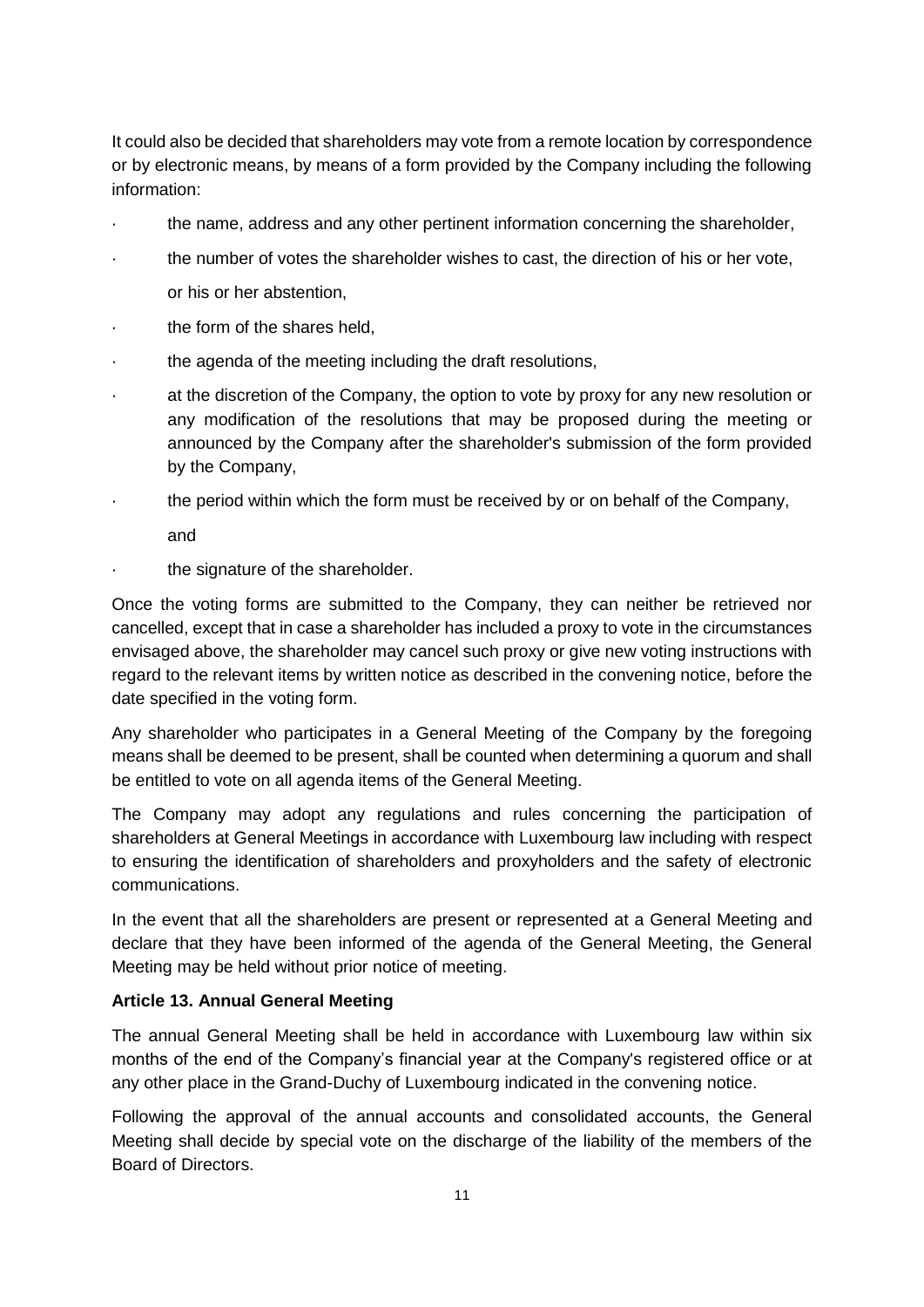It could also be decided that shareholders may vote from a remote location by correspondence or by electronic means, by means of a form provided by the Company including the following information:

- the name, address and any other pertinent information concerning the shareholder,
- the number of votes the shareholder wishes to cast, the direction of his or her vote, or his or her abstention,
- the form of the shares held,
- the agenda of the meeting including the draft resolutions,
- at the discretion of the Company, the option to vote by proxy for any new resolution or any modification of the resolutions that may be proposed during the meeting or announced by the Company after the shareholder's submission of the form provided by the Company,
- the period within which the form must be received by or on behalf of the Company, and
- the signature of the shareholder.

Once the voting forms are submitted to the Company, they can neither be retrieved nor cancelled, except that in case a shareholder has included a proxy to vote in the circumstances envisaged above, the shareholder may cancel such proxy or give new voting instructions with regard to the relevant items by written notice as described in the convening notice, before the date specified in the voting form.

Any shareholder who participates in a General Meeting of the Company by the foregoing means shall be deemed to be present, shall be counted when determining a quorum and shall be entitled to vote on all agenda items of the General Meeting.

The Company may adopt any regulations and rules concerning the participation of shareholders at General Meetings in accordance with Luxembourg law including with respect to ensuring the identification of shareholders and proxyholders and the safety of electronic communications.

In the event that all the shareholders are present or represented at a General Meeting and declare that they have been informed of the agenda of the General Meeting, the General Meeting may be held without prior notice of meeting.

**Article 13. Annual General Meeting**

The annual General Meeting shall be held in accordance with Luxembourg law within six months of the end of the Company's financial year at the Company's registered office or at any other place in the Grand-Duchy of Luxembourg indicated in the convening notice.

Following the approval of the annual accounts and consolidated accounts, the General Meeting shall decide by special vote on the discharge of the liability of the members of the Board of Directors.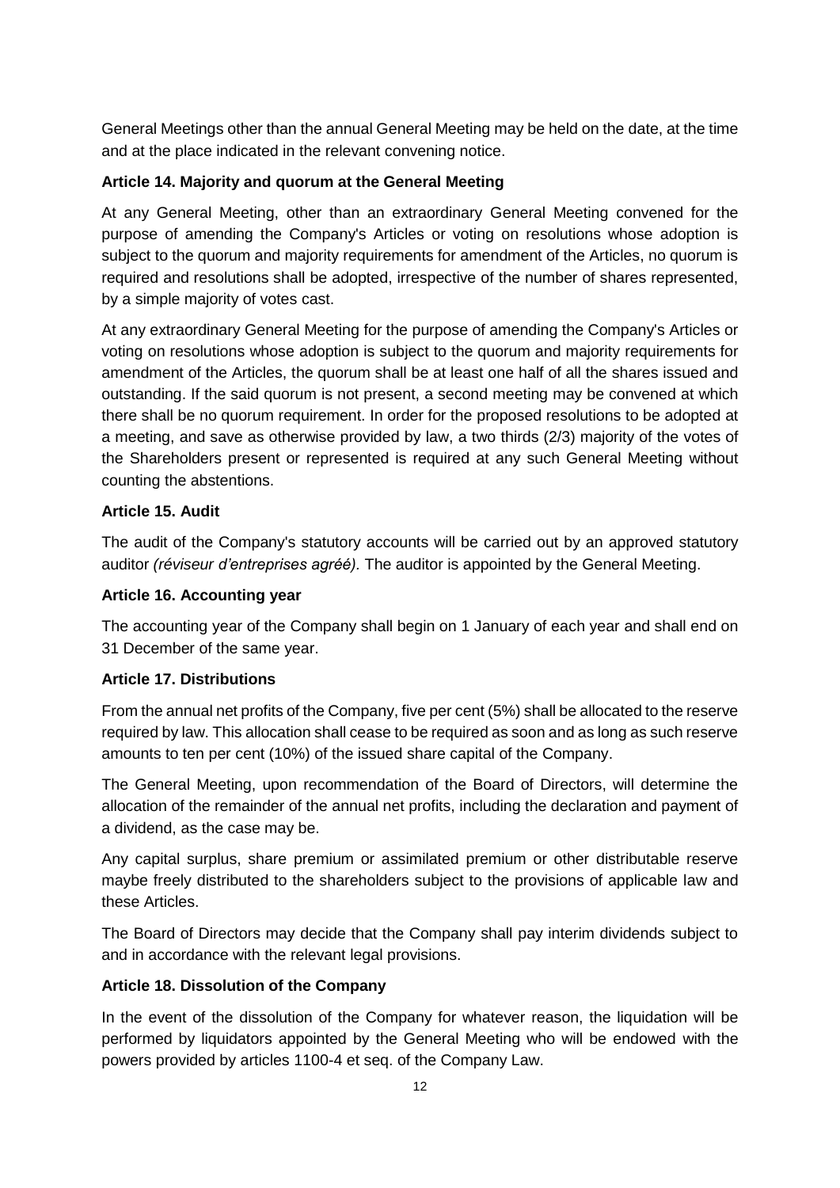General Meetings other than the annual General Meeting may be held on the date, at the time and at the place indicated in the relevant convening notice.

**Article 14. Majority and quorum at the General Meeting**

At any General Meeting, other than an extraordinary General Meeting convened for the purpose of amending the Company's Articles or voting on resolutions whose adoption is subject to the quorum and majority requirements for amendment of the Articles, no quorum is required and resolutions shall be adopted, irrespective of the number of shares represented, by a simple majority of votes cast.

At any extraordinary General Meeting for the purpose of amending the Company's Articles or voting on resolutions whose adoption is subject to the quorum and majority requirements for amendment of the Articles, the quorum shall be at least one half of all the shares issued and outstanding. If the said quorum is not present, a second meeting may be convened at which there shall be no quorum requirement. In order for the proposed resolutions to be adopted at a meeting, and save as otherwise provided by law, a two thirds (2/3) majority of the votes of the Shareholders present or represented is required at any such General Meeting without counting the abstentions.

**Article 15. Audit**

The audit of the Company's statutory accounts will be carried out by an approved statutory auditor *(réviseur d'entreprises agréé).* The auditor is appointed by the General Meeting.

**Article 16. Accounting year**

The accounting year of the Company shall begin on 1 January of each year and shall end on 31 December of the same year.

**Article 17. Distributions**

From the annual net profits of the Company, five per cent (5%) shall be allocated to the reserve required by law. This allocation shall cease to be required as soon and as long as such reserve amounts to ten per cent (10%) of the issued share capital of the Company.

The General Meeting, upon recommendation of the Board of Directors, will determine the allocation of the remainder of the annual net profits, including the declaration and payment of a dividend, as the case may be.

Any capital surplus, share premium or assimilated premium or other distributable reserve maybe freely distributed to the shareholders subject to the provisions of applicable law and these Articles.

The Board of Directors may decide that the Company shall pay interim dividends subject to and in accordance with the relevant legal provisions.

**Article 18. Dissolution of the Company**

In the event of the dissolution of the Company for whatever reason, the liquidation will be performed by liquidators appointed by the General Meeting who will be endowed with the powers provided by articles 1100-4 et seq. of the Company Law.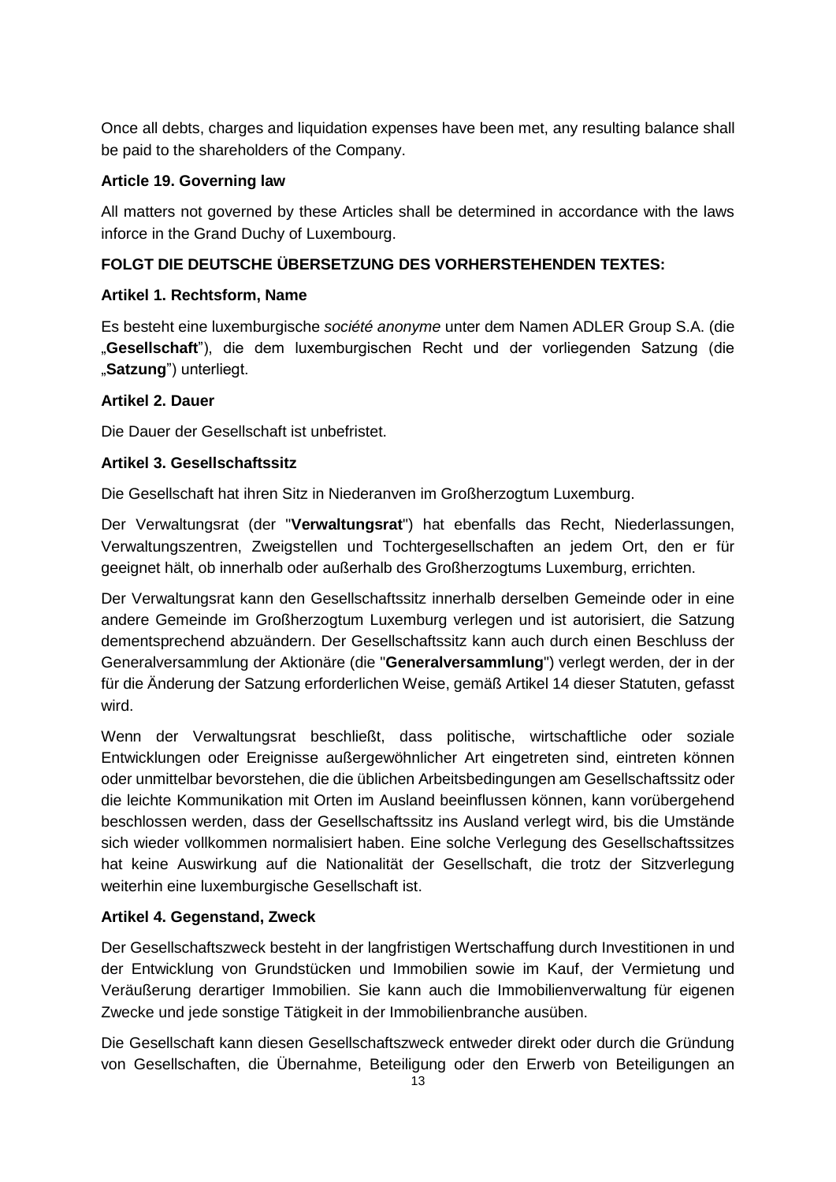Once all debts, charges and liquidation expenses have been met, any resulting balance shall be paid to the shareholders of the Company.

**Article 19. Governing law**

All matters not governed by these Articles shall be determined in accordance with the laws inforce in the Grand Duchy of Luxembourg.

**FOLGT DIE DEUTSCHE ÜBERSETZUNG DES VORHERSTEHENDEN TEXTES:**

**Artikel 1. Rechtsform, Name**

Es besteht eine luxemburgische *société anonyme* unter dem Namen ADLER Group S.A. (die „**Gesellschaft**"), die dem luxemburgischen Recht und der vorliegenden Satzung (die „**Satzung**") unterliegt.

**Artikel 2. Dauer**

Die Dauer der Gesellschaft ist unbefristet.

**Artikel 3. Gesellschaftssitz**

Die Gesellschaft hat ihren Sitz in Niederanven im Großherzogtum Luxemburg.

Der Verwaltungsrat (der "**Verwaltungsrat**") hat ebenfalls das Recht, Niederlassungen, Verwaltungszentren, Zweigstellen und Tochtergesellschaften an jedem Ort, den er für geeignet hält, ob innerhalb oder außerhalb des Großherzogtums Luxemburg, errichten.

Der Verwaltungsrat kann den Gesellschaftssitz innerhalb derselben Gemeinde oder in eine andere Gemeinde im Großherzogtum Luxemburg verlegen und ist autorisiert, die Satzung dementsprechend abzuändern. Der Gesellschaftssitz kann auch durch einen Beschluss der Generalversammlung der Aktionäre (die "**Generalversammlung**") verlegt werden, der in der für die Änderung der Satzung erforderlichen Weise, gemäß Artikel 14 dieser Statuten, gefasst wird.

Wenn der Verwaltungsrat beschließt, dass politische, wirtschaftliche oder soziale Entwicklungen oder Ereignisse außergewöhnlicher Art eingetreten sind, eintreten können oder unmittelbar bevorstehen, die die üblichen Arbeitsbedingungen am Gesellschaftssitz oder die leichte Kommunikation mit Orten im Ausland beeinflussen können, kann vorübergehend beschlossen werden, dass der Gesellschaftssitz ins Ausland verlegt wird, bis die Umstände sich wieder vollkommen normalisiert haben. Eine solche Verlegung des Gesellschaftssitzes hat keine Auswirkung auf die Nationalität der Gesellschaft, die trotz der Sitzverlegung weiterhin eine luxemburgische Gesellschaft ist.

**Artikel 4. Gegenstand, Zweck**

Der Gesellschaftszweck besteht in der langfristigen Wertschaffung durch Investitionen in und der Entwicklung von Grundstücken und Immobilien sowie im Kauf, der Vermietung und Veräußerung derartiger Immobilien. Sie kann auch die Immobilienverwaltung für eigenen Zwecke und jede sonstige Tätigkeit in der Immobilienbranche ausüben.

Die Gesellschaft kann diesen Gesellschaftszweck entweder direkt oder durch die Gründung von Gesellschaften, die Übernahme, Beteiligung oder den Erwerb von Beteiligungen an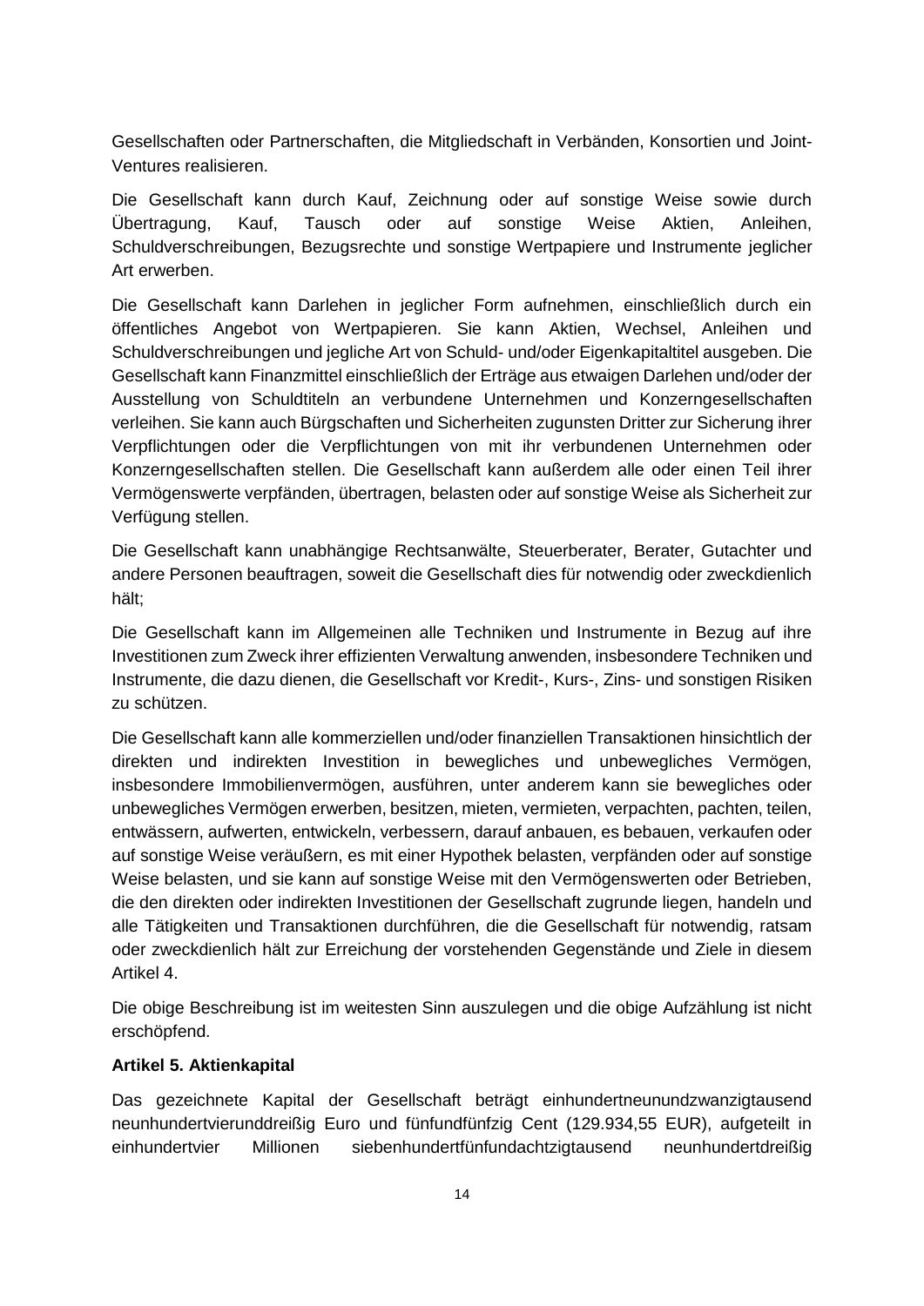Gesellschaften oder Partnerschaften, die Mitgliedschaft in Verbänden, Konsortien und Joint-Ventures realisieren.

Die Gesellschaft kann durch Kauf, Zeichnung oder auf sonstige Weise sowie durch Übertragung, Kauf, Tausch oder auf sonstige Weise Aktien, Anleihen, Schuldverschreibungen, Bezugsrechte und sonstige Wertpapiere und Instrumente jeglicher Art erwerben.

Die Gesellschaft kann Darlehen in jeglicher Form aufnehmen, einschließlich durch ein öffentliches Angebot von Wertpapieren. Sie kann Aktien, Wechsel, Anleihen und Schuldverschreibungen und jegliche Art von Schuld- und/oder Eigenkapitaltitel ausgeben. Die Gesellschaft kann Finanzmittel einschließlich der Erträge aus etwaigen Darlehen und/oder der Ausstellung von Schuldtiteln an verbundene Unternehmen und Konzerngesellschaften verleihen. Sie kann auch Bürgschaften und Sicherheiten zugunsten Dritter zur Sicherung ihrer Verpflichtungen oder die Verpflichtungen von mit ihr verbundenen Unternehmen oder Konzerngesellschaften stellen. Die Gesellschaft kann außerdem alle oder einen Teil ihrer Vermögenswerte verpfänden, übertragen, belasten oder auf sonstige Weise als Sicherheit zur Verfügung stellen.

Die Gesellschaft kann unabhängige Rechtsanwälte, Steuerberater, Berater, Gutachter und andere Personen beauftragen, soweit die Gesellschaft dies für notwendig oder zweckdienlich hält;

Die Gesellschaft kann im Allgemeinen alle Techniken und Instrumente in Bezug auf ihre Investitionen zum Zweck ihrer effizienten Verwaltung anwenden, insbesondere Techniken und Instrumente, die dazu dienen, die Gesellschaft vor Kredit-, Kurs-, Zins- und sonstigen Risiken zu schützen.

Die Gesellschaft kann alle kommerziellen und/oder finanziellen Transaktionen hinsichtlich der direkten und indirekten Investition in bewegliches und unbewegliches Vermögen, insbesondere Immobilienvermögen, ausführen, unter anderem kann sie bewegliches oder unbewegliches Vermögen erwerben, besitzen, mieten, vermieten, verpachten, pachten, teilen, entwässern, aufwerten, entwickeln, verbessern, darauf anbauen, es bebauen, verkaufen oder auf sonstige Weise veräußern, es mit einer Hypothek belasten, verpfänden oder auf sonstige Weise belasten, und sie kann auf sonstige Weise mit den Vermögenswerten oder Betrieben, die den direkten oder indirekten Investitionen der Gesellschaft zugrunde liegen, handeln und alle Tätigkeiten und Transaktionen durchführen, die die Gesellschaft für notwendig, ratsam oder zweckdienlich hält zur Erreichung der vorstehenden Gegenstände und Ziele in diesem Artikel 4.

Die obige Beschreibung ist im weitesten Sinn auszulegen und die obige Aufzählung ist nicht erschöpfend.

**Artikel 5. Aktienkapital**

Das gezeichnete Kapital der Gesellschaft beträgt einhundertneunundzwanzigtausend neunhundertvierunddreißig Euro und fünfundfünfzig Cent (129.934,55 EUR), aufgeteilt in einhundertvier Millionen siebenhundertfünfundachtzigtausend neunhundertdreißig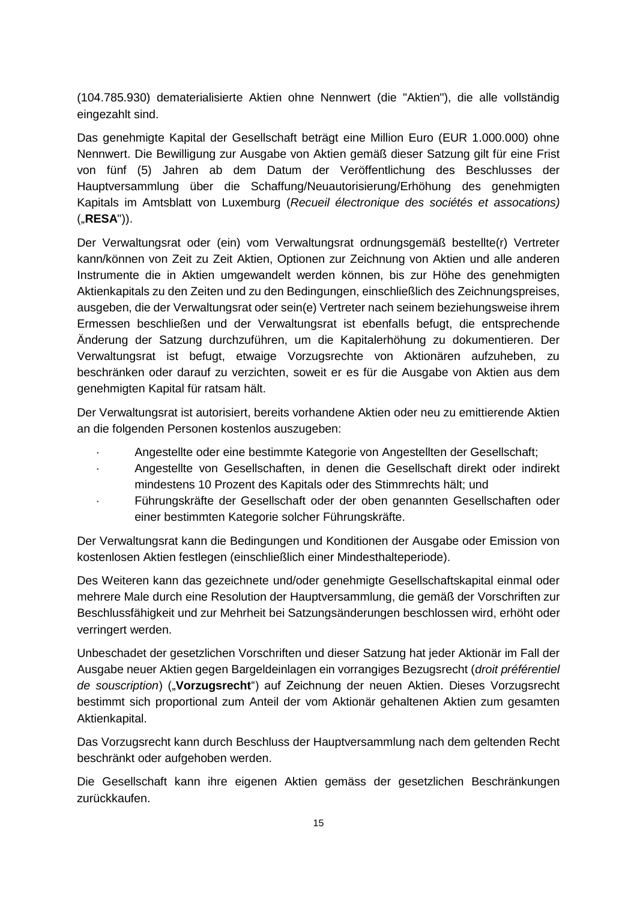(104.785.930) dematerialisierte Aktien ohne Nennwert (die "Aktien"), die alle vollständig eingezahlt sind.

Das genehmigte Kapital der Gesellschaft beträgt eine Million Euro (EUR 1.000.000) ohne Nennwert. Die Bewilligung zur Ausgabe von Aktien gemäß dieser Satzung gilt für eine Frist von fünf (5) Jahren ab dem Datum der Veröffentlichung des Beschlusses der Hauptversammlung über die Schaffung/Neuautorisierung/Erhöhung des genehmigten Kapitals im Amtsblatt von Luxemburg (*Recueil électronique des sociétés et assocations)* („**RESA**")).

Der Verwaltungsrat oder (ein) vom Verwaltungsrat ordnungsgemäß bestellte(r) Vertreter kann/können von Zeit zu Zeit Aktien, Optionen zur Zeichnung von Aktien und alle anderen Instrumente die in Aktien umgewandelt werden können, bis zur Höhe des genehmigten Aktienkapitals zu den Zeiten und zu den Bedingungen, einschließlich des Zeichnungspreises, ausgeben, die der Verwaltungsrat oder sein(e) Vertreter nach seinem beziehungsweise ihrem Ermessen beschließen und der Verwaltungsrat ist ebenfalls befugt, die entsprechende Änderung der Satzung durchzuführen, um die Kapitalerhöhung zu dokumentieren. Der Verwaltungsrat ist befugt, etwaige Vorzugsrechte von Aktionären aufzuheben, zu beschränken oder darauf zu verzichten, soweit er es für die Ausgabe von Aktien aus dem genehmigten Kapital für ratsam hält.

Der Verwaltungsrat ist autorisiert, bereits vorhandene Aktien oder neu zu emittierende Aktien an die folgenden Personen kostenlos auszugeben:

- Angestellte oder eine bestimmte Kategorie von Angestellten der Gesellschaft;
- Angestellte von Gesellschaften, in denen die Gesellschaft direkt oder indirekt mindestens 10 Prozent des Kapitals oder des Stimmrechts hält; und
- Führungskräfte der Gesellschaft oder der oben genannten Gesellschaften oder einer bestimmten Kategorie solcher Führungskräfte.

Der Verwaltungsrat kann die Bedingungen und Konditionen der Ausgabe oder Emission von kostenlosen Aktien festlegen (einschließlich einer Mindesthalteperiode).

Des Weiteren kann das gezeichnete und/oder genehmigte Gesellschaftskapital einmal oder mehrere Male durch eine Resolution der Hauptversammlung, die gemäß der Vorschriften zur Beschlussfähigkeit und zur Mehrheit bei Satzungsänderungen beschlossen wird, erhöht oder verringert werden.

Unbeschadet der gesetzlichen Vorschriften und dieser Satzung hat jeder Aktionär im Fall der Ausgabe neuer Aktien gegen Bargeldeinlagen ein vorrangiges Bezugsrecht (*droit préférentiel de souscription*) („**Vorzugsrecht**") auf Zeichnung der neuen Aktien. Dieses Vorzugsrecht bestimmt sich proportional zum Anteil der vom Aktionär gehaltenen Aktien zum gesamten Aktienkapital.

Das Vorzugsrecht kann durch Beschluss der Hauptversammlung nach dem geltenden Recht beschränkt oder aufgehoben werden.

Die Gesellschaft kann ihre eigenen Aktien gemäss der gesetzlichen Beschränkungen zurückkaufen.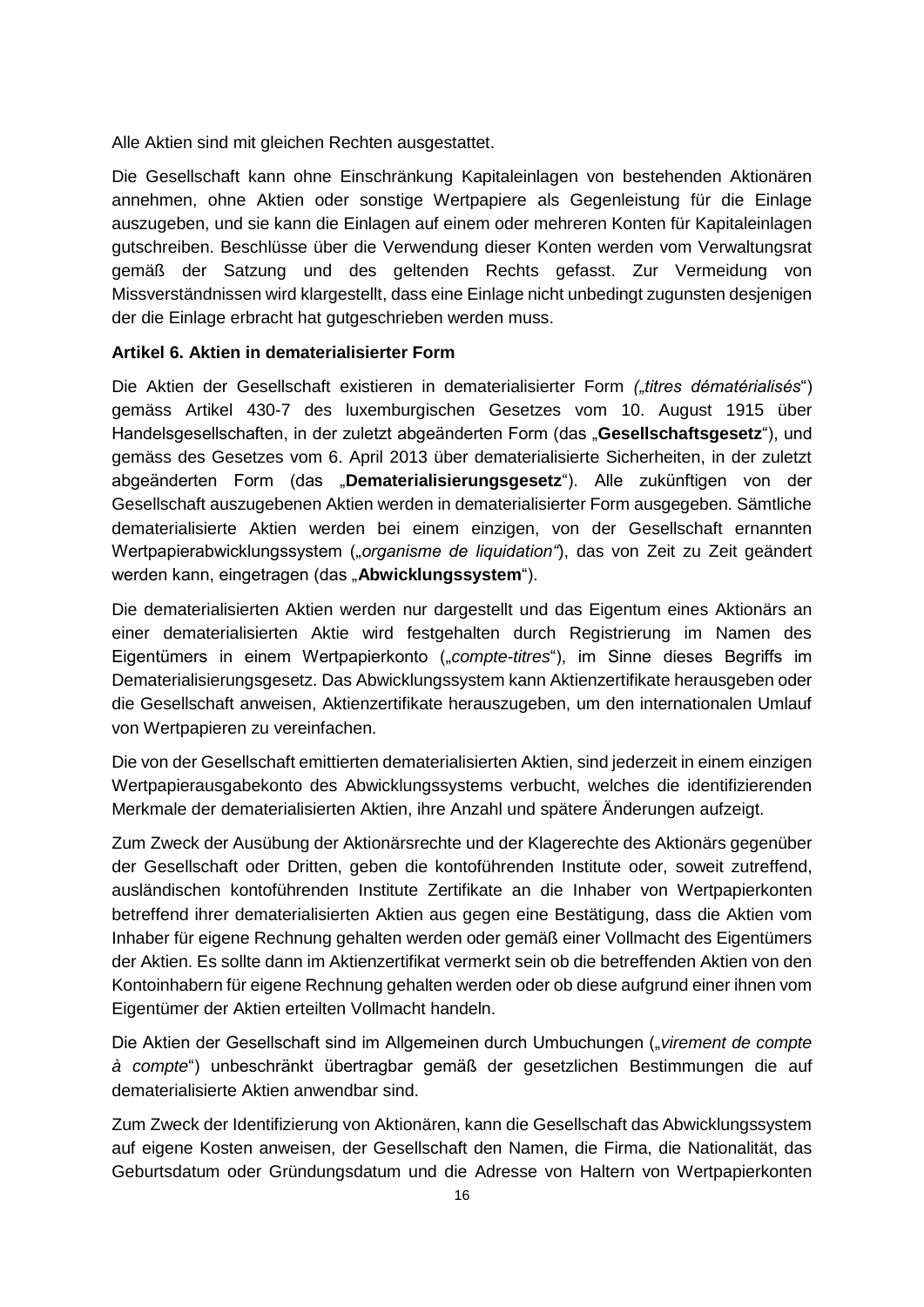Alle Aktien sind mit gleichen Rechten ausgestattet.

Die Gesellschaft kann ohne Einschränkung Kapitaleinlagen von bestehenden Aktionären annehmen, ohne Aktien oder sonstige Wertpapiere als Gegenleistung für die Einlage auszugeben, und sie kann die Einlagen auf einem oder mehreren Konten für Kapitaleinlagen gutschreiben. Beschlüsse über die Verwendung dieser Konten werden vom Verwaltungsrat gemäß der Satzung und des geltenden Rechts gefasst. Zur Vermeidung von Missverständnissen wird klargestellt, dass eine Einlage nicht unbedingt zugunsten desjenigen der die Einlage erbracht hat gutgeschrieben werden muss.

**Artikel 6. Aktien in dematerialisierter Form**

Die Aktien der Gesellschaft existieren in dematerialisierter Form *(„titres dématérialisés*") gemäss Artikel 430-7 des luxemburgischen Gesetzes vom 10. August 1915 über Handelsgesellschaften, in der zuletzt abgeänderten Form (das „**Gesellschaftsgesetz**"), und gemäss des Gesetzes vom 6. April 2013 über dematerialisierte Sicherheiten, in der zuletzt abgeänderten Form (das „**Dematerialisierungsgesetz**"). Alle zukünftigen von der Gesellschaft auszugebenen Aktien werden in dematerialisierter Form ausgegeben. Sämtliche dematerialisierte Aktien werden bei einem einzigen, von der Gesellschaft ernannten Wertpapierabwicklungssystem („*organisme de liquidation"*), das von Zeit zu Zeit geändert werden kann, eingetragen (das „**Abwicklungssystem**").

Die dematerialisierten Aktien werden nur dargestellt und das Eigentum eines Aktionärs an einer dematerialisierten Aktie wird festgehalten durch Registrierung im Namen des Eigentümers in einem Wertpapierkonto („*compte-titres*"), im Sinne dieses Begriffs im Dematerialisierungsgesetz. Das Abwicklungssystem kann Aktienzertifikate herausgeben oder die Gesellschaft anweisen, Aktienzertifikate herauszugeben, um den internationalen Umlauf von Wertpapieren zu vereinfachen.

Die von der Gesellschaft emittierten dematerialisierten Aktien, sind jederzeit in einem einzigen Wertpapierausgabekonto des Abwicklungssystems verbucht, welches die identifizierenden Merkmale der dematerialisierten Aktien, ihre Anzahl und spätere Änderungen aufzeigt.

Zum Zweck der Ausübung der Aktionärsrechte und der Klagerechte des Aktionärs gegenüber der Gesellschaft oder Dritten, geben die kontoführenden Institute oder, soweit zutreffend, ausländischen kontoführenden Institute Zertifikate an die Inhaber von Wertpapierkonten betreffend ihrer dematerialisierten Aktien aus gegen eine Bestätigung, dass die Aktien vom Inhaber für eigene Rechnung gehalten werden oder gemäß einer Vollmacht des Eigentümers der Aktien. Es sollte dann im Aktienzertifikat vermerkt sein ob die betreffenden Aktien von den Kontoinhabern für eigene Rechnung gehalten werden oder ob diese aufgrund einer ihnen vom Eigentümer der Aktien erteilten Vollmacht handeln.

Die Aktien der Gesellschaft sind im Allgemeinen durch Umbuchungen („*virement de compte à compte*") unbeschränkt übertragbar gemäß der gesetzlichen Bestimmungen die auf dematerialisierte Aktien anwendbar sind.

Zum Zweck der Identifizierung von Aktionären, kann die Gesellschaft das Abwicklungssystem auf eigene Kosten anweisen, der Gesellschaft den Namen, die Firma, die Nationalität, das Geburtsdatum oder Gründungsdatum und die Adresse von Haltern von Wertpapierkonten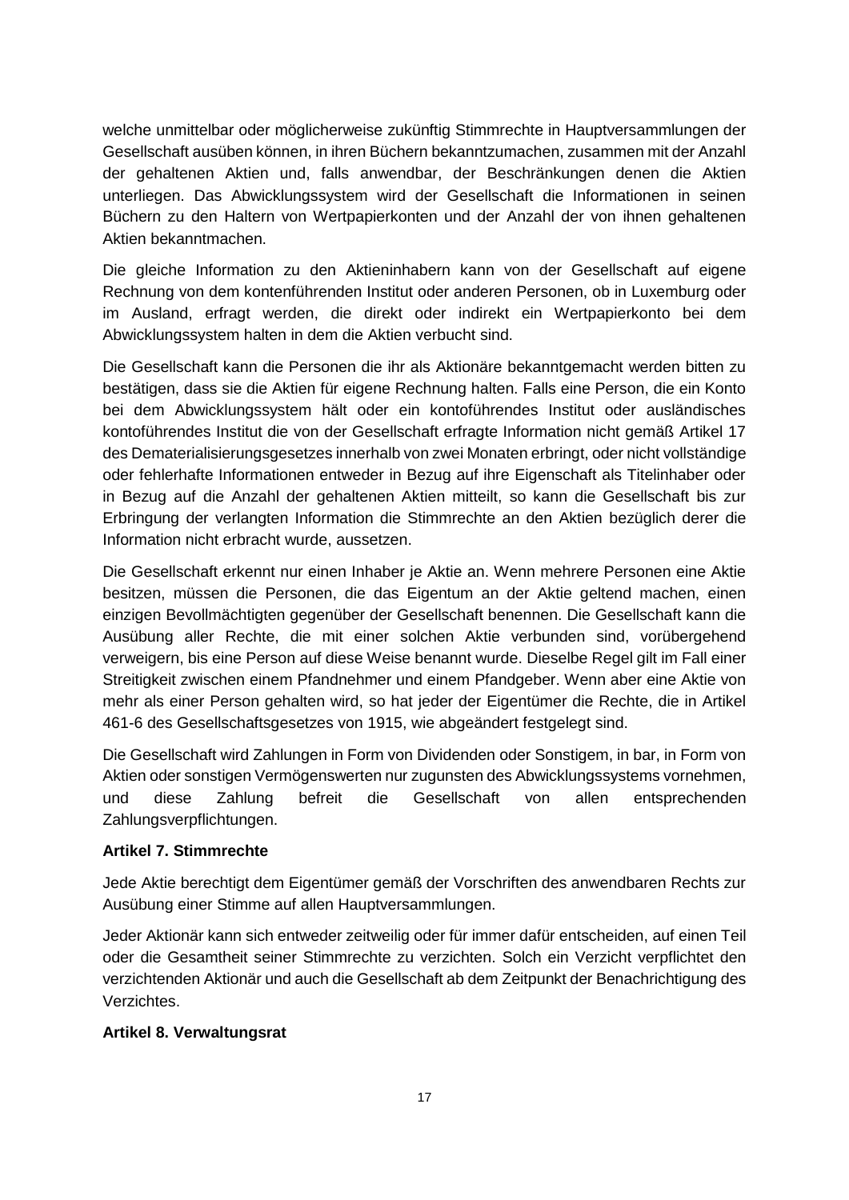welche unmittelbar oder möglicherweise zukünftig Stimmrechte in Hauptversammlungen der Gesellschaft ausüben können, in ihren Büchern bekanntzumachen, zusammen mit der Anzahl der gehaltenen Aktien und, falls anwendbar, der Beschränkungen denen die Aktien unterliegen. Das Abwicklungssystem wird der Gesellschaft die Informationen in seinen Büchern zu den Haltern von Wertpapierkonten und der Anzahl der von ihnen gehaltenen Aktien bekanntmachen.

Die gleiche Information zu den Aktieninhabern kann von der Gesellschaft auf eigene Rechnung von dem kontenführenden Institut oder anderen Personen, ob in Luxemburg oder im Ausland, erfragt werden, die direkt oder indirekt ein Wertpapierkonto bei dem Abwicklungssystem halten in dem die Aktien verbucht sind.

Die Gesellschaft kann die Personen die ihr als Aktionäre bekanntgemacht werden bitten zu bestätigen, dass sie die Aktien für eigene Rechnung halten. Falls eine Person, die ein Konto bei dem Abwicklungssystem hält oder ein kontoführendes Institut oder ausländisches kontoführendes Institut die von der Gesellschaft erfragte Information nicht gemäß Artikel 17 des Dematerialisierungsgesetzes innerhalb von zwei Monaten erbringt, oder nicht vollständige oder fehlerhafte Informationen entweder in Bezug auf ihre Eigenschaft als Titelinhaber oder in Bezug auf die Anzahl der gehaltenen Aktien mitteilt, so kann die Gesellschaft bis zur Erbringung der verlangten Information die Stimmrechte an den Aktien bezüglich derer die Information nicht erbracht wurde, aussetzen.

Die Gesellschaft erkennt nur einen Inhaber je Aktie an. Wenn mehrere Personen eine Aktie besitzen, müssen die Personen, die das Eigentum an der Aktie geltend machen, einen einzigen Bevollmächtigten gegenüber der Gesellschaft benennen. Die Gesellschaft kann die Ausübung aller Rechte, die mit einer solchen Aktie verbunden sind, vorübergehend verweigern, bis eine Person auf diese Weise benannt wurde. Dieselbe Regel gilt im Fall einer Streitigkeit zwischen einem Pfandnehmer und einem Pfandgeber. Wenn aber eine Aktie von mehr als einer Person gehalten wird, so hat jeder der Eigentümer die Rechte, die in Artikel 461-6 des Gesellschaftsgesetzes von 1915, wie abgeändert festgelegt sind.

Die Gesellschaft wird Zahlungen in Form von Dividenden oder Sonstigem, in bar, in Form von Aktien oder sonstigen Vermögenswerten nur zugunsten des Abwicklungssystems vornehmen, und diese Zahlung befreit die Gesellschaft von allen entsprechenden Zahlungsverpflichtungen.

**Artikel 7. Stimmrechte**

Jede Aktie berechtigt dem Eigentümer gemäß der Vorschriften des anwendbaren Rechts zur Ausübung einer Stimme auf allen Hauptversammlungen.

Jeder Aktionär kann sich entweder zeitweilig oder für immer dafür entscheiden, auf einen Teil oder die Gesamtheit seiner Stimmrechte zu verzichten. Solch ein Verzicht verpflichtet den verzichtenden Aktionär und auch die Gesellschaft ab dem Zeitpunkt der Benachrichtigung des Verzichtes.

**Artikel 8. Verwaltungsrat**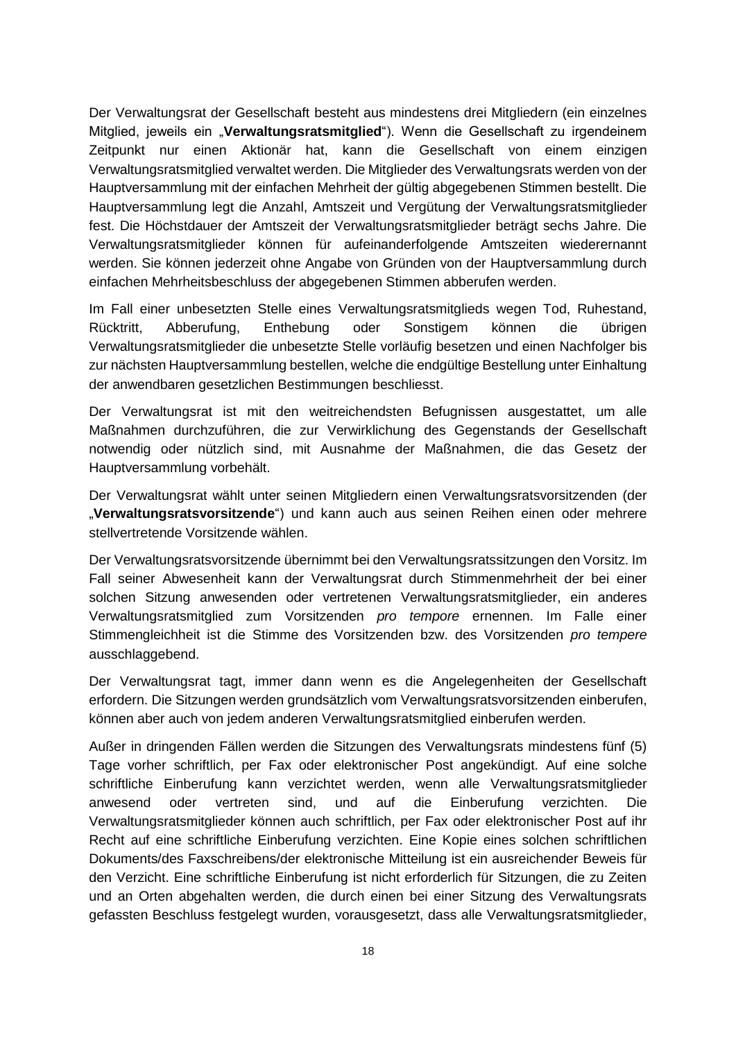Der Verwaltungsrat der Gesellschaft besteht aus mindestens drei Mitgliedern (ein einzelnes Mitglied, jeweils ein „**Verwaltungsratsmitglied**"). Wenn die Gesellschaft zu irgendeinem Zeitpunkt nur einen Aktionär hat, kann die Gesellschaft von einem einzigen Verwaltungsratsmitglied verwaltet werden. Die Mitglieder des Verwaltungsrats werden von der Hauptversammlung mit der einfachen Mehrheit der gültig abgegebenen Stimmen bestellt. Die Hauptversammlung legt die Anzahl, Amtszeit und Vergütung der Verwaltungsratsmitglieder fest. Die Höchstdauer der Amtszeit der Verwaltungsratsmitglieder beträgt sechs Jahre. Die Verwaltungsratsmitglieder können für aufeinanderfolgende Amtszeiten wiederernannt werden. Sie können jederzeit ohne Angabe von Gründen von der Hauptversammlung durch einfachen Mehrheitsbeschluss der abgegebenen Stimmen abberufen werden.

Im Fall einer unbesetzten Stelle eines Verwaltungsratsmitglieds wegen Tod, Ruhestand, Rücktritt, Abberufung, Enthebung oder Sonstigem können die übrigen Verwaltungsratsmitglieder die unbesetzte Stelle vorläufig besetzen und einen Nachfolger bis zur nächsten Hauptversammlung bestellen, welche die endgültige Bestellung unter Einhaltung der anwendbaren gesetzlichen Bestimmungen beschliesst.

Der Verwaltungsrat ist mit den weitreichendsten Befugnissen ausgestattet, um alle Maßnahmen durchzuführen, die zur Verwirklichung des Gegenstands der Gesellschaft notwendig oder nützlich sind, mit Ausnahme der Maßnahmen, die das Gesetz der Hauptversammlung vorbehält.

Der Verwaltungsrat wählt unter seinen Mitgliedern einen Verwaltungsratsvorsitzenden (der „**Verwaltungsratsvorsitzende**") und kann auch aus seinen Reihen einen oder mehrere stellvertretende Vorsitzende wählen.

Der Verwaltungsratsvorsitzende übernimmt bei den Verwaltungsratssitzungen den Vorsitz. Im Fall seiner Abwesenheit kann der Verwaltungsrat durch Stimmenmehrheit der bei einer solchen Sitzung anwesenden oder vertretenen Verwaltungsratsmitglieder, ein anderes Verwaltungsratsmitglied zum Vorsitzenden *pro tempore* ernennen. Im Falle einer Stimmengleichheit ist die Stimme des Vorsitzenden bzw. des Vorsitzenden *pro tempere* ausschlaggebend.

Der Verwaltungsrat tagt, immer dann wenn es die Angelegenheiten der Gesellschaft erfordern. Die Sitzungen werden grundsätzlich vom Verwaltungsratsvorsitzenden einberufen, können aber auch von jedem anderen Verwaltungsratsmitglied einberufen werden.

Außer in dringenden Fällen werden die Sitzungen des Verwaltungsrats mindestens fünf (5) Tage vorher schriftlich, per Fax oder elektronischer Post angekündigt. Auf eine solche schriftliche Einberufung kann verzichtet werden, wenn alle Verwaltungsratsmitglieder anwesend oder vertreten sind, und auf die Einberufung verzichten. Die Verwaltungsratsmitglieder können auch schriftlich, per Fax oder elektronischer Post auf ihr Recht auf eine schriftliche Einberufung verzichten. Eine Kopie eines solchen schriftlichen Dokuments/des Faxschreibens/der elektronische Mitteilung ist ein ausreichender Beweis für den Verzicht. Eine schriftliche Einberufung ist nicht erforderlich für Sitzungen, die zu Zeiten und an Orten abgehalten werden, die durch einen bei einer Sitzung des Verwaltungsrats gefassten Beschluss festgelegt wurden, vorausgesetzt, dass alle Verwaltungsratsmitglieder,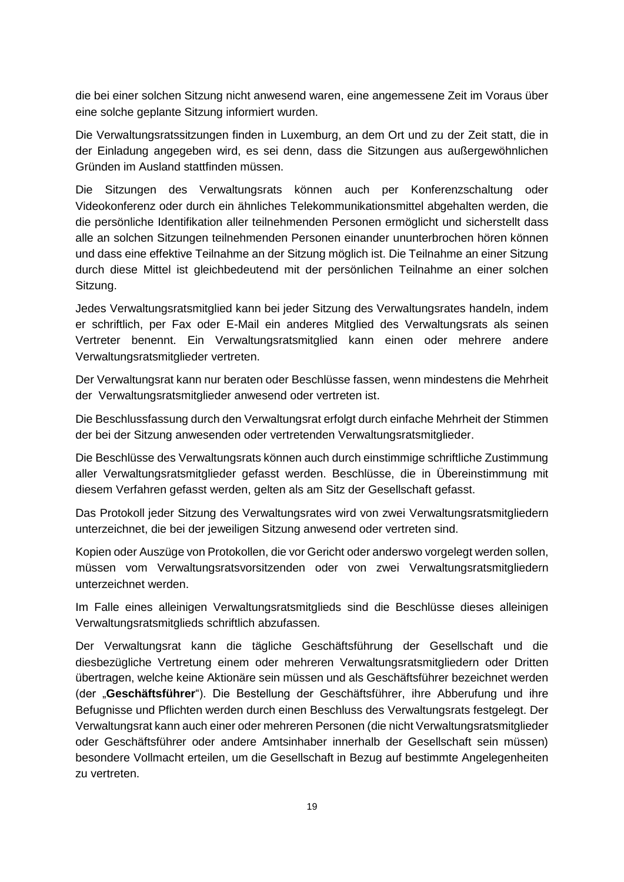die bei einer solchen Sitzung nicht anwesend waren, eine angemessene Zeit im Voraus über eine solche geplante Sitzung informiert wurden.

Die Verwaltungsratssitzungen finden in Luxemburg, an dem Ort und zu der Zeit statt, die in der Einladung angegeben wird, es sei denn, dass die Sitzungen aus außergewöhnlichen Gründen im Ausland stattfinden müssen.

Die Sitzungen des Verwaltungsrats können auch per Konferenzschaltung oder Videokonferenz oder durch ein ähnliches Telekommunikationsmittel abgehalten werden, die die persönliche Identifikation aller teilnehmenden Personen ermöglicht und sicherstellt dass alle an solchen Sitzungen teilnehmenden Personen einander ununterbrochen hören können und dass eine effektive Teilnahme an der Sitzung möglich ist. Die Teilnahme an einer Sitzung durch diese Mittel ist gleichbedeutend mit der persönlichen Teilnahme an einer solchen Sitzung.

Jedes Verwaltungsratsmitglied kann bei jeder Sitzung des Verwaltungsrates handeln, indem er schriftlich, per Fax oder E-Mail ein anderes Mitglied des Verwaltungsrats als seinen Vertreter benennt. Ein Verwaltungsratsmitglied kann einen oder mehrere andere Verwaltungsratsmitglieder vertreten.

Der Verwaltungsrat kann nur beraten oder Beschlüsse fassen, wenn mindestens die Mehrheit der Verwaltungsratsmitglieder anwesend oder vertreten ist.

Die Beschlussfassung durch den Verwaltungsrat erfolgt durch einfache Mehrheit der Stimmen der bei der Sitzung anwesenden oder vertretenden Verwaltungsratsmitglieder.

Die Beschlüsse des Verwaltungsrats können auch durch einstimmige schriftliche Zustimmung aller Verwaltungsratsmitglieder gefasst werden. Beschlüsse, die in Übereinstimmung mit diesem Verfahren gefasst werden, gelten als am Sitz der Gesellschaft gefasst.

Das Protokoll jeder Sitzung des Verwaltungsrates wird von zwei Verwaltungsratsmitgliedern unterzeichnet, die bei der jeweiligen Sitzung anwesend oder vertreten sind.

Kopien oder Auszüge von Protokollen, die vor Gericht oder anderswo vorgelegt werden sollen, müssen vom Verwaltungsratsvorsitzenden oder von zwei Verwaltungsratsmitgliedern unterzeichnet werden.

Im Falle eines alleinigen Verwaltungsratsmitglieds sind die Beschlüsse dieses alleinigen Verwaltungsratsmitglieds schriftlich abzufassen.

Der Verwaltungsrat kann die tägliche Geschäftsführung der Gesellschaft und die diesbezügliche Vertretung einem oder mehreren Verwaltungsratsmitgliedern oder Dritten übertragen, welche keine Aktionäre sein müssen und als Geschäftsführer bezeichnet werden (der „**Geschäftsführer**"). Die Bestellung der Geschäftsführer, ihre Abberufung und ihre Befugnisse und Pflichten werden durch einen Beschluss des Verwaltungsrats festgelegt. Der Verwaltungsrat kann auch einer oder mehreren Personen (die nicht Verwaltungsratsmitglieder oder Geschäftsführer oder andere Amtsinhaber innerhalb der Gesellschaft sein müssen) besondere Vollmacht erteilen, um die Gesellschaft in Bezug auf bestimmte Angelegenheiten zu vertreten.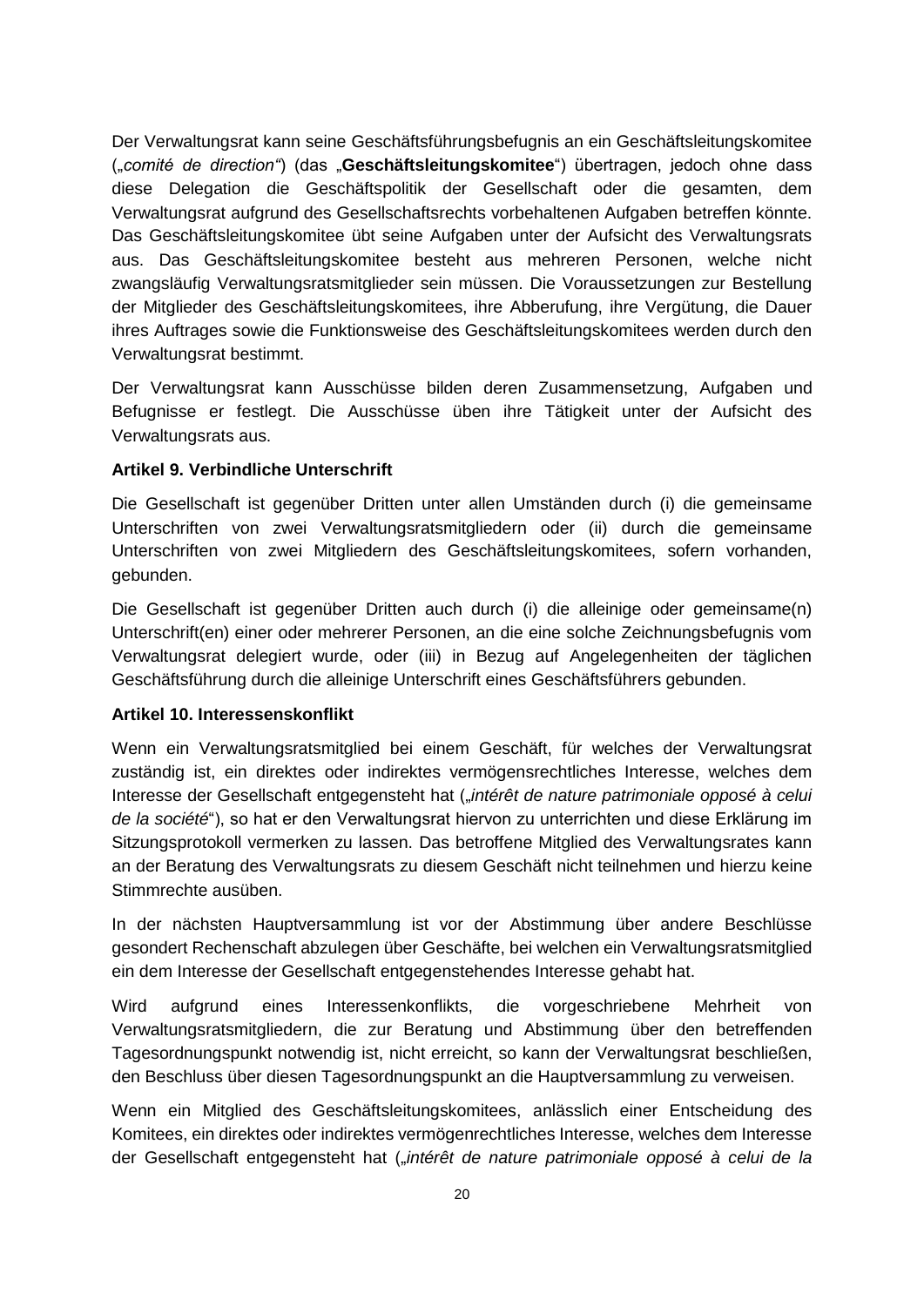Der Verwaltungsrat kann seine Geschäftsführungsbefugnis an ein Geschäftsleitungskomitee („*comité de direction*") (das „**Geschäftsleitungskomitee**") übertragen, jedoch ohne dass diese Delegation die Geschäftspolitik der Gesellschaft oder die gesamten, dem Verwaltungsrat aufgrund des Gesellschaftsrechts vorbehaltenen Aufgaben betreffen könnte. Das Geschäftsleitungskomitee übt seine Aufgaben unter der Aufsicht des Verwaltungsrats aus. Das Geschäftsleitungskomitee besteht aus mehreren Personen, welche nicht zwangsläufig Verwaltungsratsmitglieder sein müssen. Die Voraussetzungen zur Bestellung der Mitglieder des Geschäftsleitungskomitees, ihre Abberufung, ihre Vergütung, die Dauer ihres Auftrages sowie die Funktionsweise des Geschäftsleitungskomitees werden durch den Verwaltungsrat bestimmt.

Der Verwaltungsrat kann Ausschüsse bilden deren Zusammensetzung, Aufgaben und Befugnisse er festlegt. Die Ausschüsse üben ihre Tätigkeit unter der Aufsicht des Verwaltungsrats aus.

**Artikel 9. Verbindliche Unterschrift**

Die Gesellschaft ist gegenüber Dritten unter allen Umständen durch (i) die gemeinsame Unterschriften von zwei Verwaltungsratsmitgliedern oder (ii) durch die gemeinsame Unterschriften von zwei Mitgliedern des Geschäftsleitungskomitees, sofern vorhanden, gebunden.

Die Gesellschaft ist gegenüber Dritten auch durch (i) die alleinige oder gemeinsame(n) Unterschrift(en) einer oder mehrerer Personen, an die eine solche Zeichnungsbefugnis vom Verwaltungsrat delegiert wurde, oder (iii) in Bezug auf Angelegenheiten der täglichen Geschäftsführung durch die alleinige Unterschrift eines Geschäftsführers gebunden.

**Artikel 10. Interessenskonflikt**

Wenn ein Verwaltungsratsmitglied bei einem Geschäft, für welches der Verwaltungsrat zuständig ist, ein direktes oder indirektes vermögensrechtliches Interesse, welches dem Interesse der Gesellschaft entgegensteht hat („*intérêt de nature patrimoniale opposé à celui de la société*"), so hat er den Verwaltungsrat hiervon zu unterrichten und diese Erklärung im Sitzungsprotokoll vermerken zu lassen. Das betroffene Mitglied des Verwaltungsrates kann an der Beratung des Verwaltungsrats zu diesem Geschäft nicht teilnehmen und hierzu keine Stimmrechte ausüben.

In der nächsten Hauptversammlung ist vor der Abstimmung über andere Beschlüsse gesondert Rechenschaft abzulegen über Geschäfte, bei welchen ein Verwaltungsratsmitglied ein dem Interesse der Gesellschaft entgegenstehendes Interesse gehabt hat.

Wird aufgrund eines Interessenkonflikts, die vorgeschriebene Mehrheit von Verwaltungsratsmitgliedern, die zur Beratung und Abstimmung über den betreffenden Tagesordnungspunkt notwendig ist, nicht erreicht, so kann der Verwaltungsrat beschließen, den Beschluss über diesen Tagesordnungspunkt an die Hauptversammlung zu verweisen.

Wenn ein Mitglied des Geschäftsleitungskomitees, anlässlich einer Entscheidung des Komitees, ein direktes oder indirektes vermögenrechtliches Interesse, welches dem Interesse der Gesellschaft entgegensteht hat („*intérêt de nature patrimoniale opposé à celui de la*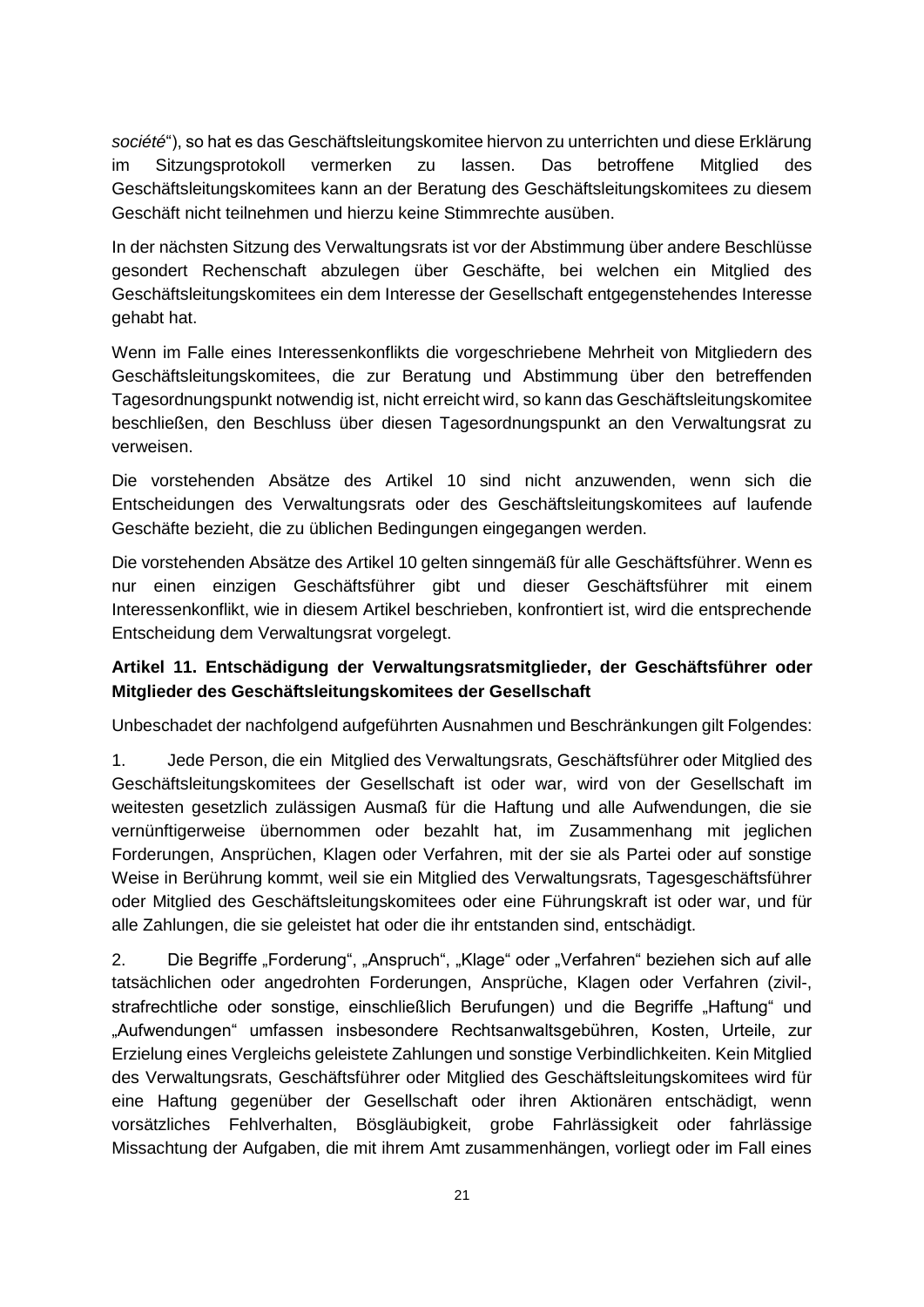*société*“), so hat es das Geschäftsleitungskomitee hiervon zu unterrichten und diese Erklärung im Sitzungsprotokoll vermerken zu lassen. Das betroffene Mitglied des Geschäftsleitungskomitees kann an der Beratung des Geschäftsleitungskomitees zu diesem Geschäft nicht teilnehmen und hierzu keine Stimmrechte ausüben.

In der nächsten Sitzung des Verwaltungsrats ist vor der Abstimmung über andere Beschlüsse gesondert Rechenschaft abzulegen über Geschäfte, bei welchen ein Mitglied des Geschäftsleitungskomitees ein dem Interesse der Gesellschaft entgegenstehendes Interesse gehabt hat.

Wenn im Falle eines Interessenkonflikts die vorgeschriebene Mehrheit von Mitgliedern des Geschäftsleitungskomitees, die zur Beratung und Abstimmung über den betreffenden Tagesordnungspunkt notwendig ist, nicht erreicht wird, so kann das Geschäftsleitungskomitee beschließen, den Beschluss über diesen Tagesordnungspunkt an den Verwaltungsrat zu verweisen.

Die vorstehenden Absätze des Artikel 10 sind nicht anzuwenden, wenn sich die Entscheidungen des Verwaltungsrats oder des Geschäftsleitungskomitees auf laufende Geschäfte bezieht, die zu üblichen Bedingungen eingegangen werden.

Die vorstehenden Absätze des Artikel 10 gelten sinngemäß für alle Geschäftsführer. Wenn es nur einen einzigen Geschäftsführer gibt und dieser Geschäftsführer mit einem Interessenkonflikt, wie in diesem Artikel beschrieben, konfrontiert ist, wird die entsprechende Entscheidung dem Verwaltungsrat vorgelegt.

**Artikel 11. Entschädigung der Verwaltungsratsmitglieder, der Geschäftsführer oder Mitglieder des Geschäftsleitungskomitees der Gesellschaft**

Unbeschadet der nachfolgend aufgeführten Ausnahmen und Beschränkungen gilt Folgendes:

1. Jede Person, die ein Mitglied des Verwaltungsrats, Geschäftsführer oder Mitglied des Geschäftsleitungskomitees der Gesellschaft ist oder war, wird von der Gesellschaft im weitesten gesetzlich zulässigen Ausmaß für die Haftung und alle Aufwendungen, die sie vernünftigerweise übernommen oder bezahlt hat, im Zusammenhang mit jeglichen Forderungen, Ansprüchen, Klagen oder Verfahren, mit der sie als Partei oder auf sonstige Weise in Berührung kommt, weil sie ein Mitglied des Verwaltungsrats, Tagesgeschäftsführer oder Mitglied des Geschäftsleitungskomitees oder eine Führungskraft ist oder war, und für alle Zahlungen, die sie geleistet hat oder die ihr entstanden sind, entschädigt.

2. Die Begriffe „Forderung“, „Anspruch“, „Klage“ oder „Verfahren“ beziehen sich auf alle tatsächlichen oder angedrohten Forderungen, Ansprüche, Klagen oder Verfahren (zivil-, strafrechtliche oder sonstige, einschließlich Berufungen) und die Begriffe „Haftung“ und „Aufwendungen“ umfassen insbesondere Rechtsanwaltsgebühren, Kosten, Urteile, zur Erzielung eines Vergleichs geleistete Zahlungen und sonstige Verbindlichkeiten. Kein Mitglied des Verwaltungsrats, Geschäftsführer oder Mitglied des Geschäftsleitungskomitees wird für eine Haftung gegenüber der Gesellschaft oder ihren Aktionären entschädigt, wenn vorsätzliches Fehlverhalten, Bösgläubigkeit, grobe Fahrlässigkeit oder fahrlässige Missachtung der Aufgaben, die mit ihrem Amt zusammenhängen, vorliegt oder im Fall eines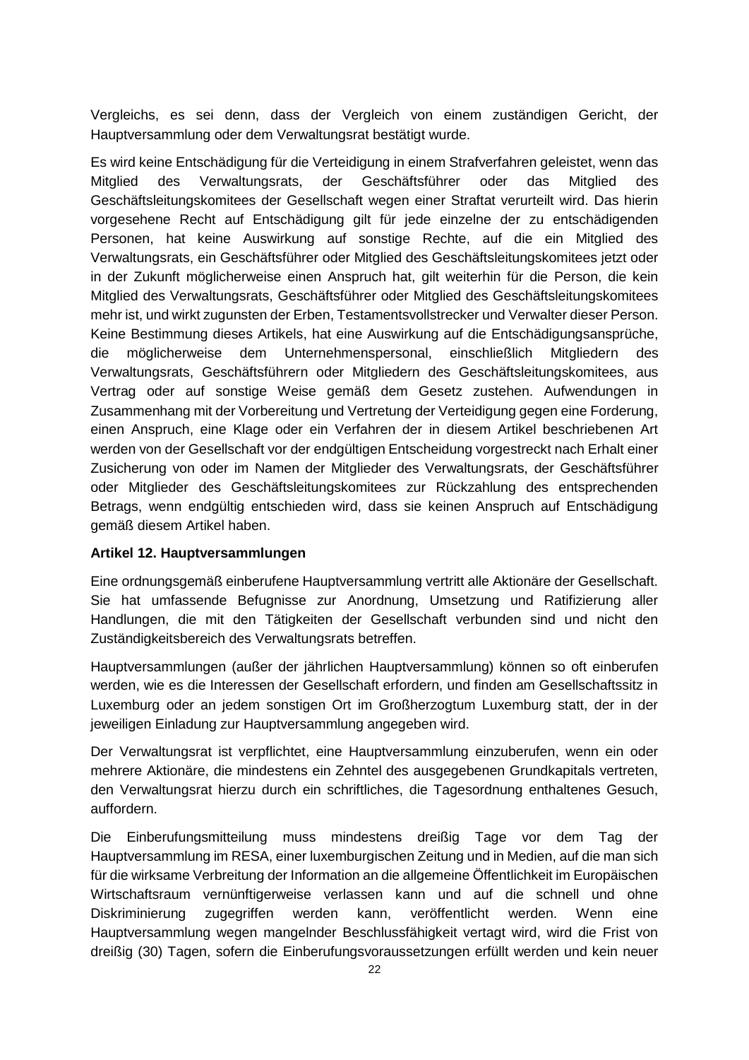Vergleichs, es sei denn, dass der Vergleich von einem zuständigen Gericht, der Hauptversammlung oder dem Verwaltungsrat bestätigt wurde.

Es wird keine Entschädigung für die Verteidigung in einem Strafverfahren geleistet, wenn das Mitglied des Verwaltungsrats, der Geschäftsführer oder das Mitglied des Geschäftsleitungskomitees der Gesellschaft wegen einer Straftat verurteilt wird. Das hierin vorgesehene Recht auf Entschädigung gilt für jede einzelne der zu entschädigenden Personen, hat keine Auswirkung auf sonstige Rechte, auf die ein Mitglied des Verwaltungsrats, ein Geschäftsführer oder Mitglied des Geschäftsleitungskomitees jetzt oder in der Zukunft möglicherweise einen Anspruch hat, gilt weiterhin für die Person, die kein Mitglied des Verwaltungsrats, Geschäftsführer oder Mitglied des Geschäftsleitungskomitees mehr ist, und wirkt zugunsten der Erben, Testamentsvollstrecker und Verwalter dieser Person. Keine Bestimmung dieses Artikels, hat eine Auswirkung auf die Entschädigungsansprüche, die möglicherweise dem Unternehmenspersonal, einschließlich Mitgliedern des Verwaltungsrats, Geschäftsführern oder Mitgliedern des Geschäftsleitungskomitees, aus Vertrag oder auf sonstige Weise gemäß dem Gesetz zustehen. Aufwendungen in Zusammenhang mit der Vorbereitung und Vertretung der Verteidigung gegen eine Forderung, einen Anspruch, eine Klage oder ein Verfahren der in diesem Artikel beschriebenen Art werden von der Gesellschaft vor der endgültigen Entscheidung vorgestreckt nach Erhalt einer Zusicherung von oder im Namen der Mitglieder des Verwaltungsrats, der Geschäftsführer oder Mitglieder des Geschäftsleitungskomitees zur Rückzahlung des entsprechenden Betrags, wenn endgültig entschieden wird, dass sie keinen Anspruch auf Entschädigung gemäß diesem Artikel haben.

**Artikel 12. Hauptversammlungen**

Eine ordnungsgemäß einberufene Hauptversammlung vertritt alle Aktionäre der Gesellschaft. Sie hat umfassende Befugnisse zur Anordnung, Umsetzung und Ratifizierung aller Handlungen, die mit den Tätigkeiten der Gesellschaft verbunden sind und nicht den Zuständigkeitsbereich des Verwaltungsrats betreffen.

Hauptversammlungen (außer der jährlichen Hauptversammlung) können so oft einberufen werden, wie es die Interessen der Gesellschaft erfordern, und finden am Gesellschaftssitz in Luxemburg oder an jedem sonstigen Ort im Großherzogtum Luxemburg statt, der in der jeweiligen Einladung zur Hauptversammlung angegeben wird.

Der Verwaltungsrat ist verpflichtet, eine Hauptversammlung einzuberufen, wenn ein oder mehrere Aktionäre, die mindestens ein Zehntel des ausgegebenen Grundkapitals vertreten, den Verwaltungsrat hierzu durch ein schriftliches, die Tagesordnung enthaltenes Gesuch, auffordern.

Die Einberufungsmitteilung muss mindestens dreißig Tage vor dem Tag der Hauptversammlung im RESA, einer luxemburgischen Zeitung und in Medien, auf die man sich für die wirksame Verbreitung der Information an die allgemeine Öffentlichkeit im Europäischen Wirtschaftsraum vernünftigerweise verlassen kann und auf die schnell und ohne Diskriminierung zugegriffen werden kann, veröffentlicht werden. Wenn eine Hauptversammlung wegen mangelnder Beschlussfähigkeit vertagt wird, wird die Frist von dreißig (30) Tagen, sofern die Einberufungsvoraussetzungen erfüllt werden und kein neuer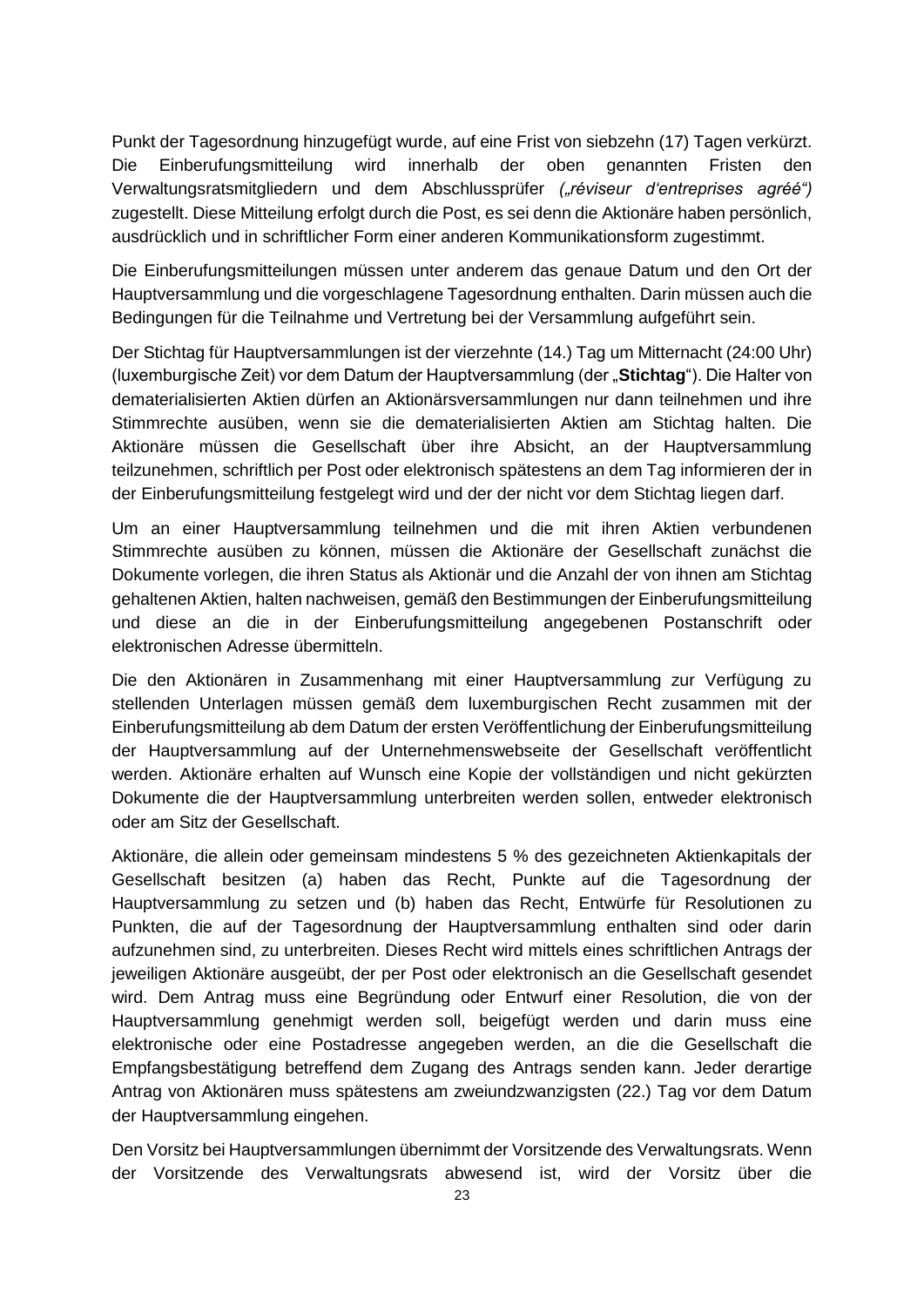Punkt der Tagesordnung hinzugefügt wurde, auf eine Frist von siebzehn (17) Tagen verkürzt. Die Einberufungsmitteilung wird innerhalb der oben genannten Fristen den Verwaltungsratsmitgliedern und dem Abschlussprüfer *(„réviseur d'entreprises agréé")* zugestellt. Diese Mitteilung erfolgt durch die Post, es sei denn die Aktionäre haben persönlich, ausdrücklich und in schriftlicher Form einer anderen Kommunikationsform zugestimmt.

Die Einberufungsmitteilungen müssen unter anderem das genaue Datum und den Ort der Hauptversammlung und die vorgeschlagene Tagesordnung enthalten. Darin müssen auch die Bedingungen für die Teilnahme und Vertretung bei der Versammlung aufgeführt sein.

Der Stichtag für Hauptversammlungen ist der vierzehnte (14.) Tag um Mitternacht (24:00 Uhr) (luxemburgische Zeit) vor dem Datum der Hauptversammlung (der „**Stichtag**"). Die Halter von dematerialisierten Aktien dürfen an Aktionärsversammlungen nur dann teilnehmen und ihre Stimmrechte ausüben, wenn sie die dematerialisierten Aktien am Stichtag halten. Die Aktionäre müssen die Gesellschaft über ihre Absicht, an der Hauptversammlung teilzunehmen, schriftlich per Post oder elektronisch spätestens an dem Tag informieren der in der Einberufungsmitteilung festgelegt wird und der der nicht vor dem Stichtag liegen darf.

Um an einer Hauptversammlung teilnehmen und die mit ihren Aktien verbundenen Stimmrechte ausüben zu können, müssen die Aktionäre der Gesellschaft zunächst die Dokumente vorlegen, die ihren Status als Aktionär und die Anzahl der von ihnen am Stichtag gehaltenen Aktien, halten nachweisen, gemäß den Bestimmungen der Einberufungsmitteilung und diese an die in der Einberufungsmitteilung angegebenen Postanschrift oder elektronischen Adresse übermitteln.

Die den Aktionären in Zusammenhang mit einer Hauptversammlung zur Verfügung zu stellenden Unterlagen müssen gemäß dem luxemburgischen Recht zusammen mit der Einberufungsmitteilung ab dem Datum der ersten Veröffentlichung der Einberufungsmitteilung der Hauptversammlung auf der Unternehmenswebseite der Gesellschaft veröffentlicht werden. Aktionäre erhalten auf Wunsch eine Kopie der vollständigen und nicht gekürzten Dokumente die der Hauptversammlung unterbreiten werden sollen, entweder elektronisch oder am Sitz der Gesellschaft.

Aktionäre, die allein oder gemeinsam mindestens 5 % des gezeichneten Aktienkapitals der Gesellschaft besitzen (a) haben das Recht, Punkte auf die Tagesordnung der Hauptversammlung zu setzen und (b) haben das Recht, Entwürfe für Resolutionen zu Punkten, die auf der Tagesordnung der Hauptversammlung enthalten sind oder darin aufzunehmen sind, zu unterbreiten. Dieses Recht wird mittels eines schriftlichen Antrags der jeweiligen Aktionäre ausgeübt, der per Post oder elektronisch an die Gesellschaft gesendet wird. Dem Antrag muss eine Begründung oder Entwurf einer Resolution, die von der Hauptversammlung genehmigt werden soll, beigefügt werden und darin muss eine elektronische oder eine Postadresse angegeben werden, an die die Gesellschaft die Empfangsbestätigung betreffend dem Zugang des Antrags senden kann. Jeder derartige Antrag von Aktionären muss spätestens am zweiundzwanzigsten (22.) Tag vor dem Datum der Hauptversammlung eingehen.

Den Vorsitz bei Hauptversammlungen übernimmt der Vorsitzende des Verwaltungsrats. Wenn der Vorsitzende des Verwaltungsrats abwesend ist, wird der Vorsitz über die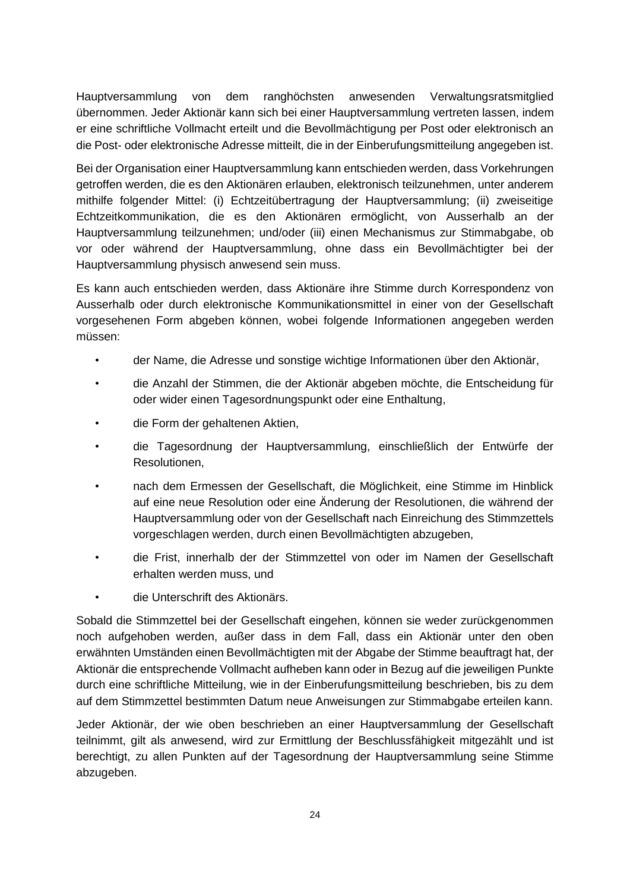Hauptversammlung von dem ranghöchsten anwesenden Verwaltungsratsmitglied übernommen. Jeder Aktionär kann sich bei einer Hauptversammlung vertreten lassen, indem er eine schriftliche Vollmacht erteilt und die Bevollmächtigung per Post oder elektronisch an die Post- oder elektronische Adresse mitteilt, die in der Einberufungsmitteilung angegeben ist.

Bei der Organisation einer Hauptversammlung kann entschieden werden, dass Vorkehrungen getroffen werden, die es den Aktionären erlauben, elektronisch teilzunehmen, unter anderem mithilfe folgender Mittel: (i) Echtzeitübertragung der Hauptversammlung; (ii) zweiseitige Echtzeitkommunikation, die es den Aktionären ermöglicht, von Ausserhalb an der Hauptversammlung teilzunehmen; und/oder (iii) einen Mechanismus zur Stimmabgabe, ob vor oder während der Hauptversammlung, ohne dass ein Bevollmächtigter bei der Hauptversammlung physisch anwesend sein muss.

Es kann auch entschieden werden, dass Aktionäre ihre Stimme durch Korrespondenz von Ausserhalb oder durch elektronische Kommunikationsmittel in einer von der Gesellschaft vorgesehenen Form abgeben können, wobei folgende Informationen angegeben werden müssen:

- der Name, die Adresse und sonstige wichtige Informationen über den Aktionär,
- die Anzahl der Stimmen, die der Aktionär abgeben möchte, die Entscheidung für oder wider einen Tagesordnungspunkt oder eine Enthaltung,
- die Form der gehaltenen Aktien,
- die Tagesordnung der Hauptversammlung, einschließlich der Entwürfe der Resolutionen,
- nach dem Ermessen der Gesellschaft, die Möglichkeit, eine Stimme im Hinblick auf eine neue Resolution oder eine Änderung der Resolutionen, die während der Hauptversammlung oder von der Gesellschaft nach Einreichung des Stimmzettels vorgeschlagen werden, durch einen Bevollmächtigten abzugeben,
- die Frist, innerhalb der der Stimmzettel von oder im Namen der Gesellschaft erhalten werden muss, und
- die Unterschrift des Aktionärs.

Sobald die Stimmzettel bei der Gesellschaft eingehen, können sie weder zurückgenommen noch aufgehoben werden, außer dass in dem Fall, dass ein Aktionär unter den oben erwähnten Umständen einen Bevollmächtigten mit der Abgabe der Stimme beauftragt hat, der Aktionär die entsprechende Vollmacht aufheben kann oder in Bezug auf die jeweiligen Punkte durch eine schriftliche Mitteilung, wie in der Einberufungsmitteilung beschrieben, bis zu dem auf dem Stimmzettel bestimmten Datum neue Anweisungen zur Stimmabgabe erteilen kann.

Jeder Aktionär, der wie oben beschrieben an einer Hauptversammlung der Gesellschaft teilnimmt, gilt als anwesend, wird zur Ermittlung der Beschlussfähigkeit mitgezählt und ist berechtigt, zu allen Punkten auf der Tagesordnung der Hauptversammlung seine Stimme abzugeben.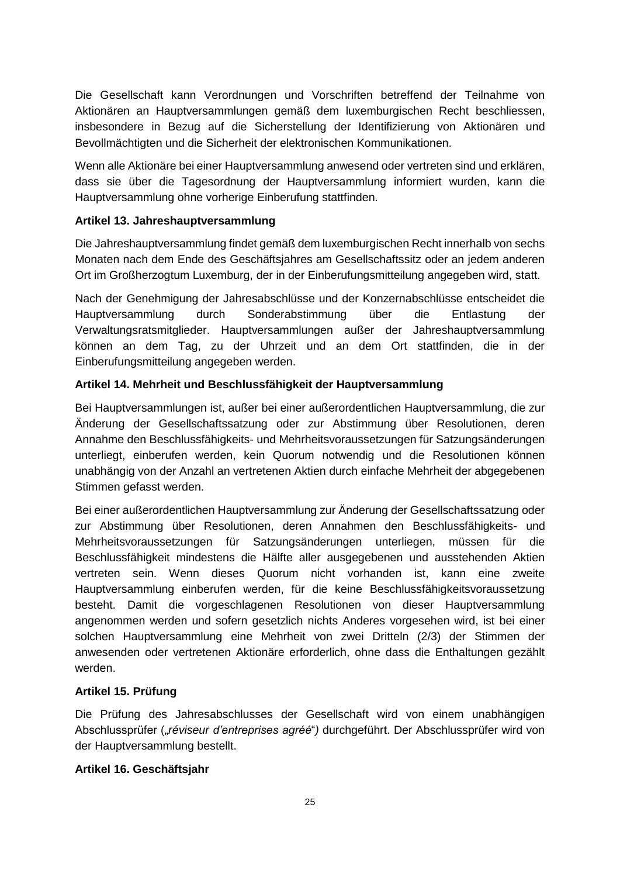Die Gesellschaft kann Verordnungen und Vorschriften betreffend der Teilnahme von Aktionären an Hauptversammlungen gemäß dem luxemburgischen Recht beschliessen, insbesondere in Bezug auf die Sicherstellung der Identifizierung von Aktionären und Bevollmächtigten und die Sicherheit der elektronischen Kommunikationen.

Wenn alle Aktionäre bei einer Hauptversammlung anwesend oder vertreten sind und erklären, dass sie über die Tagesordnung der Hauptversammlung informiert wurden, kann die Hauptversammlung ohne vorherige Einberufung stattfinden.

**Artikel 13. Jahreshauptversammlung**

Die Jahreshauptversammlung findet gemäß dem luxemburgischen Recht innerhalb von sechs Monaten nach dem Ende des Geschäftsjahres am Gesellschaftssitz oder an jedem anderen Ort im Großherzogtum Luxemburg, der in der Einberufungsmitteilung angegeben wird, statt.

Nach der Genehmigung der Jahresabschlüsse und der Konzernabschlüsse entscheidet die Hauptversammlung durch Sonderabstimmung über die Entlastung der Verwaltungsratsmitglieder. Hauptversammlungen außer der Jahreshauptversammlung können an dem Tag, zu der Uhrzeit und an dem Ort stattfinden, die in der Einberufungsmitteilung angegeben werden.

**Artikel 14. Mehrheit und Beschlussfähigkeit der Hauptversammlung**

Bei Hauptversammlungen ist, außer bei einer außerordentlichen Hauptversammlung, die zur Änderung der Gesellschaftssatzung oder zur Abstimmung über Resolutionen, deren Annahme den Beschlussfähigkeits- und Mehrheitsvoraussetzungen für Satzungsänderungen unterliegt, einberufen werden, kein Quorum notwendig und die Resolutionen können unabhängig von der Anzahl an vertretenen Aktien durch einfache Mehrheit der abgegebenen Stimmen gefasst werden.

Bei einer außerordentlichen Hauptversammlung zur Änderung der Gesellschaftssatzung oder zur Abstimmung über Resolutionen, deren Annahmen den Beschlussfähigkeits- und Mehrheitsvoraussetzungen für Satzungsänderungen unterliegen, müssen für die Beschlussfähigkeit mindestens die Hälfte aller ausgegebenen und ausstehenden Aktien vertreten sein. Wenn dieses Quorum nicht vorhanden ist, kann eine zweite Hauptversammlung einberufen werden, für die keine Beschlussfähigkeitsvoraussetzung besteht. Damit die vorgeschlagenen Resolutionen von dieser Hauptversammlung angenommen werden und sofern gesetzlich nichts Anderes vorgesehen wird, ist bei einer solchen Hauptversammlung eine Mehrheit von zwei Dritteln (2/3) der Stimmen der anwesenden oder vertretenen Aktionäre erforderlich, ohne dass die Enthaltungen gezählt werden.

**Artikel 15. Prüfung**

Die Prüfung des Jahresabschlusses der Gesellschaft wird von einem unabhängigen Abschlussprüfer („*réviseur d'entreprises agréé*") durchgeführt. Der Abschlussprüfer wird von der Hauptversammlung bestellt.

**Artikel 16. Geschäftsjahr**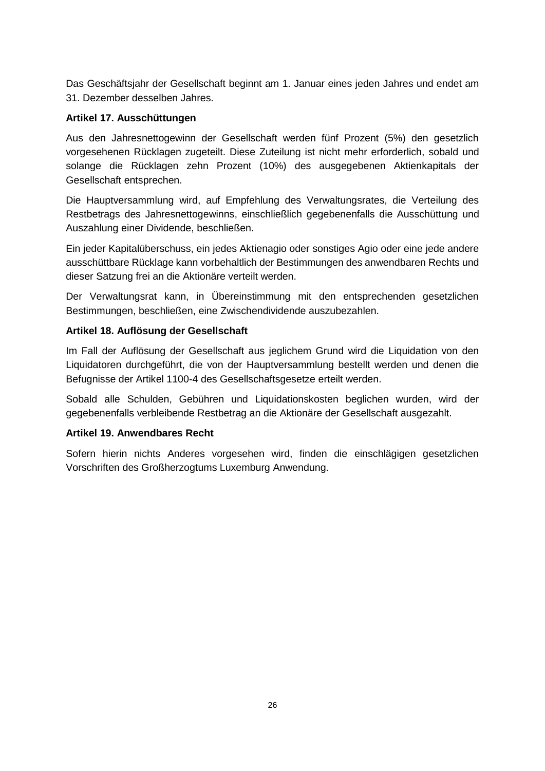Das Geschäftsjahr der Gesellschaft beginnt am 1. Januar eines jeden Jahres und endet am 31. Dezember desselben Jahres.

**Artikel 17. Ausschüttungen**

Aus den Jahresnettogewinn der Gesellschaft werden fünf Prozent (5%) den gesetzlich vorgesehenen Rücklagen zugeteilt. Diese Zuteilung ist nicht mehr erforderlich, sobald und solange die Rücklagen zehn Prozent (10%) des ausgegebenen Aktienkapitals der Gesellschaft entsprechen.

Die Hauptversammlung wird, auf Empfehlung des Verwaltungsrates, die Verteilung des Restbetrags des Jahresnettogewinns, einschließlich gegebenenfalls die Ausschüttung und Auszahlung einer Dividende, beschließen.

Ein jeder Kapitalüberschuss, ein jedes Aktienagio oder sonstiges Agio oder eine jede andere ausschüttbare Rücklage kann vorbehaltlich der Bestimmungen des anwendbaren Rechts und dieser Satzung frei an die Aktionäre verteilt werden.

Der Verwaltungsrat kann, in Übereinstimmung mit den entsprechenden gesetzlichen Bestimmungen, beschließen, eine Zwischendividende auszubezahlen.

**Artikel 18. Auflösung der Gesellschaft**

Im Fall der Auflösung der Gesellschaft aus jeglichem Grund wird die Liquidation von den Liquidatoren durchgeführt, die von der Hauptversammlung bestellt werden und denen die Befugnisse der Artikel 1100-4 des Gesellschaftsgesetze erteilt werden.

Sobald alle Schulden, Gebühren und Liquidationskosten beglichen wurden, wird der gegebenenfalls verbleibende Restbetrag an die Aktionäre der Gesellschaft ausgezahlt.

**Artikel 19. Anwendbares Recht**

Sofern hierin nichts Anderes vorgesehen wird, finden die einschlägigen gesetzlichen Vorschriften des Großherzogtums Luxemburg Anwendung.